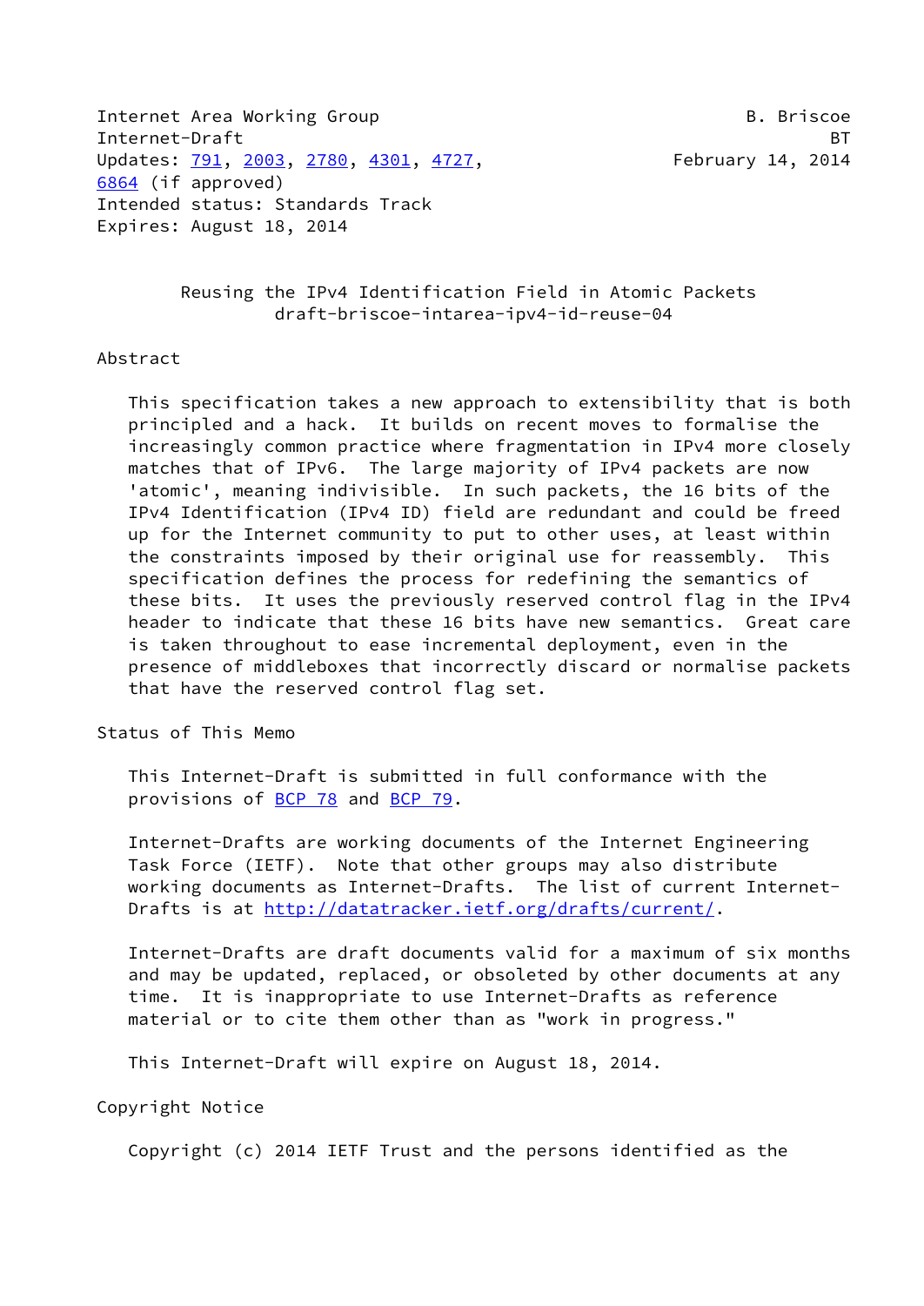Internet Area Working Group B. Briscoe
Internet-Draft BT
Updates: 791, 2003, 2780, 4301, 4727, February 14, 2014
6864 (if approved)
Intended status: Standards Track
Expires: August 18, 2014

# Reusing the IPv4 Identification Field in Atomic Packets
draft-briscoe-intarea-ipv4-id-reuse-04

## Abstract

This specification takes a new approach to extensibility that is both principled and a hack. It builds on recent moves to formalise the increasingly common practice where fragmentation in IPv4 more closely matches that of IPv6. The large majority of IPv4 packets are now 'atomic', meaning indivisible. In such packets, the 16 bits of the IPv4 Identification (IPv4 ID) field are redundant and could be freed up for the Internet community to put to other uses, at least within the constraints imposed by their original use for reassembly. This specification defines the process for redefining the semantics of these bits. It uses the previously reserved control flag in the IPv4 header to indicate that these 16 bits have new semantics. Great care is taken throughout to ease incremental deployment, even in the presence of middleboxes that incorrectly discard or normalise packets that have the reserved control flag set.

## Status of This Memo

This Internet-Draft is submitted in full conformance with the provisions of BCP 78 and BCP 79.

Internet-Drafts are working documents of the Internet Engineering Task Force (IETF). Note that other groups may also distribute working documents as Internet-Drafts. The list of current Internet-Drafts is at http://datatracker.ietf.org/drafts/current/.

Internet-Drafts are draft documents valid for a maximum of six months and may be updated, replaced, or obsoleted by other documents at any time. It is inappropriate to use Internet-Drafts as reference material or to cite them other than as "work in progress."

This Internet-Draft will expire on August 18, 2014.

## Copyright Notice

Copyright (c) 2014 IETF Trust and the persons identified as the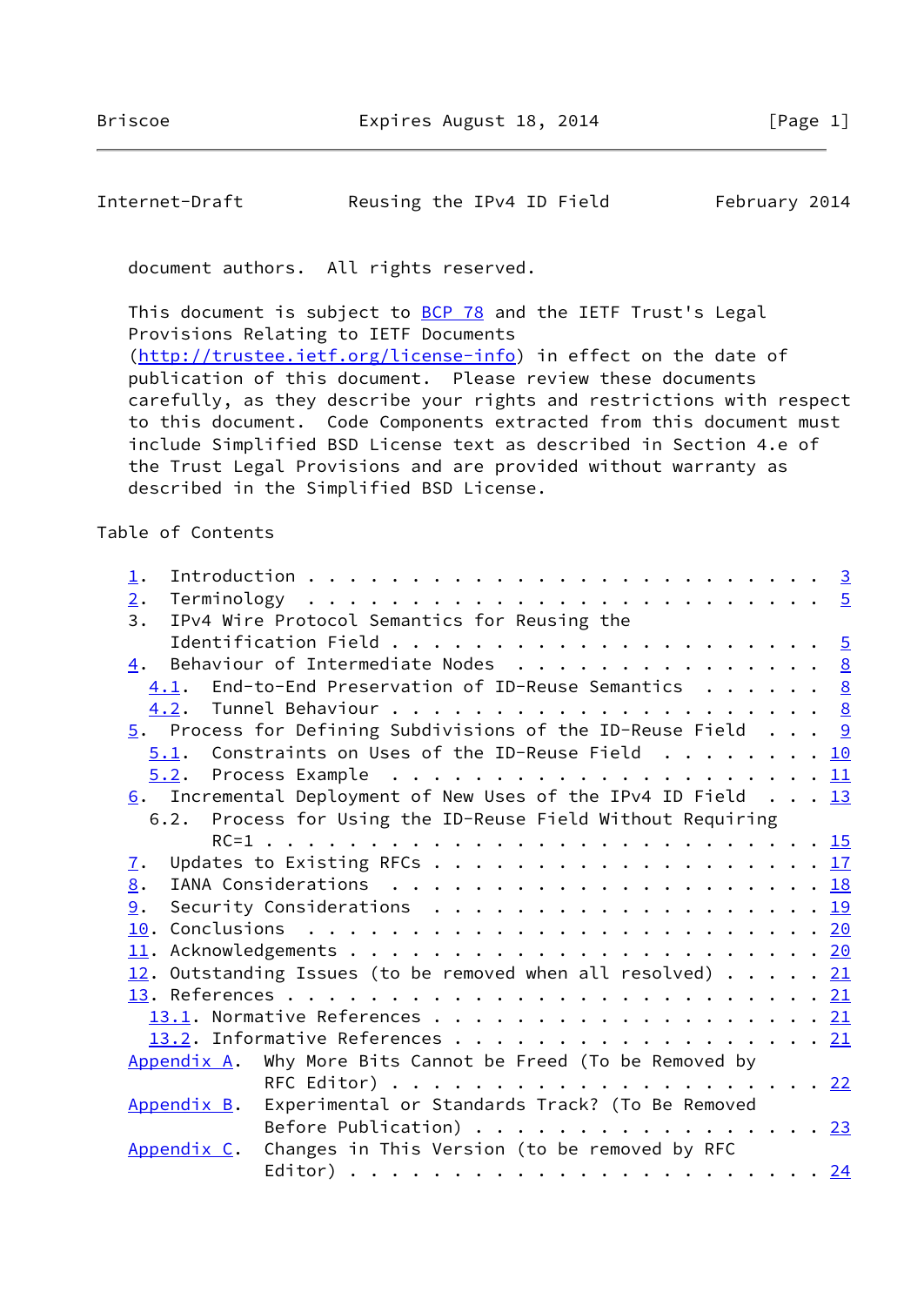document authors. All rights reserved.

This document is subject to BCP 78 and the IETF Trust's Legal Provisions Relating to IETF Documents (http://trustee.ietf.org/license-info) in effect on the date of publication of this document. Please review these documents carefully, as they describe your rights and restrictions with respect to this document. Code Components extracted from this document must include Simplified BSD License text as described in Section 4.e of the Trust Legal Provisions and are provided without warranty as described in the Simplified BSD License.

## Table of Contents

```
   1.  Introduction . . . . . . . . . . . . . . . . . . . . . . . .   3
   2.  Terminology  . . . . . . . . . . . . . . . . . . . . . . . .   5
   3.  IPv4 Wire Protocol Semantics for Reusing the
       Identification Field . . . . . . . . . . . . . . . . . . . .   5
   4.  Behaviour of Intermediate Nodes  . . . . . . . . . . . . . .   8
     4.1.  End-to-End Preservation of ID-Reuse Semantics  . . . . .   8
     4.2.  Tunnel Behaviour . . . . . . . . . . . . . . . . . . . .   8
   5.  Process for Defining Subdivisions of the ID-Reuse Field  . .   9
     5.1.  Constraints on Uses of the ID-Reuse Field  . . . . . . .  10
     5.2.  Process Example  . . . . . . . . . . . . . . . . . . . .  11
   6.  Incremental Deployment of New Uses of the IPv4 ID Field  . .  13
     6.2.  Process for Using the ID-Reuse Field Without Requiring
           RC=1 . . . . . . . . . . . . . . . . . . . . . . . . . .  15
   7.  Updates to Existing RFCs . . . . . . . . . . . . . . . . . .  17
   8.  IANA Considerations  . . . . . . . . . . . . . . . . . . . .  18
   9.  Security Considerations  . . . . . . . . . . . . . . . . . .  19
   10. Conclusions  . . . . . . . . . . . . . . . . . . . . . . . .  20
   11. Acknowledgements . . . . . . . . . . . . . . . . . . . . . .  20
   12. Outstanding Issues (to be removed when all resolved) . . . .  21
   13. References . . . . . . . . . . . . . . . . . . . . . . . . .  21
     13.1. Normative References . . . . . . . . . . . . . . . . . .  21
     13.2. Informative References . . . . . . . . . . . . . . . . .  21
   Appendix A.  Why More Bits Cannot be Freed (To be Removed by
                RFC Editor) . . . . . . . . . . . . . . . . . . . .  22
   Appendix B.  Experimental or Standards Track? (To Be Removed
                Before Publication) . . . . . . . . . . . . . . . .  23
   Appendix C.  Changes in This Version (to be removed by RFC
                Editor) . . . . . . . . . . . . . . . . . . . . . .  24
```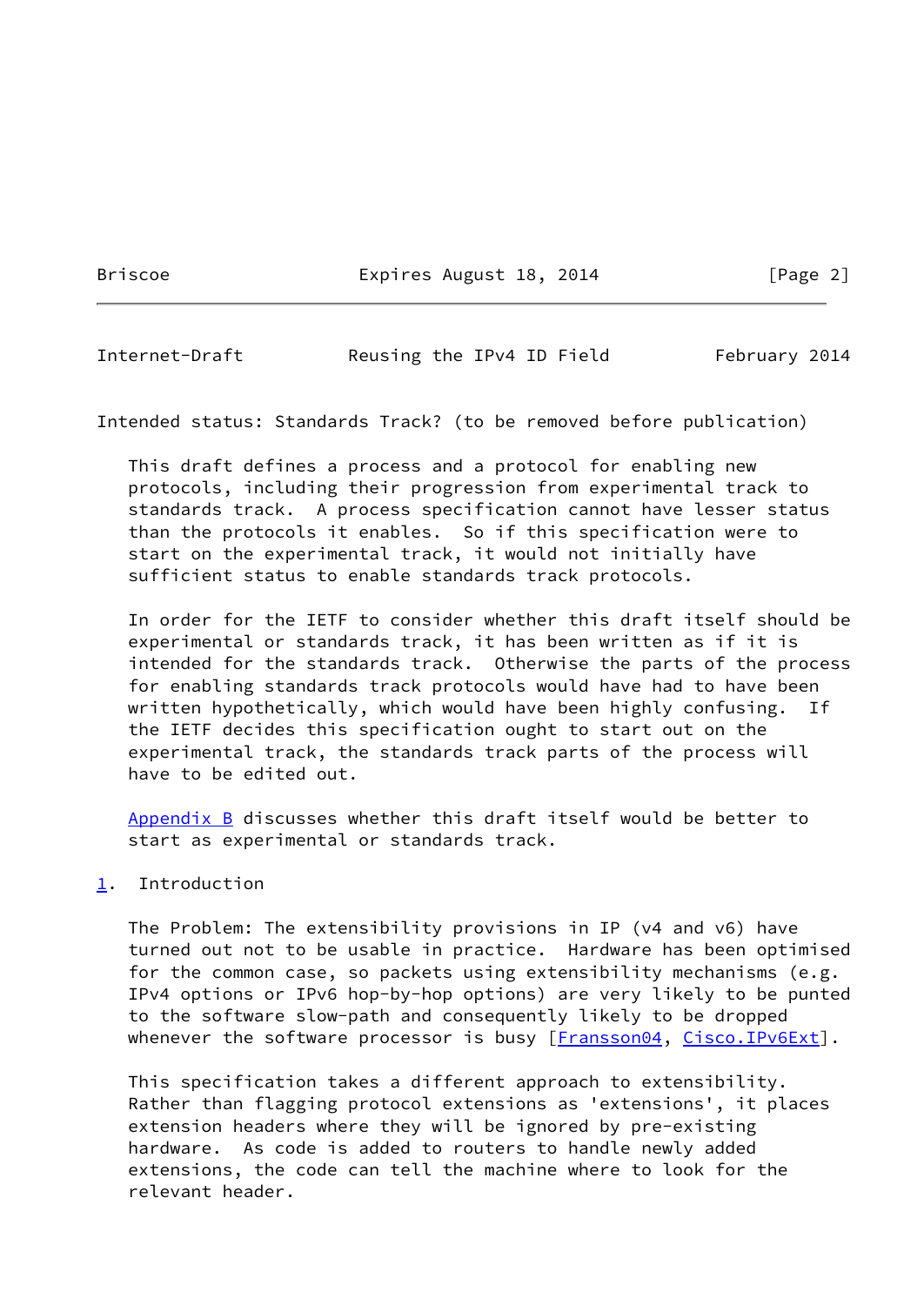Intended status: Standards Track? (to be removed before publication)

This draft defines a process and a protocol for enabling new protocols, including their progression from experimental track to standards track. A process specification cannot have lesser status than the protocols it enables. So if this specification were to start on the experimental track, it would not initially have sufficient status to enable standards track protocols.

In order for the IETF to consider whether this draft itself should be experimental or standards track, it has been written as if it is intended for the standards track. Otherwise the parts of the process for enabling standards track protocols would have had to have been written hypothetically, which would have been highly confusing. If the IETF decides this specification ought to start out on the experimental track, the standards track parts of the process will have to be edited out.

Appendix B discusses whether this draft itself would be better to start as experimental or standards track.

## 1. Introduction

The Problem: The extensibility provisions in IP (v4 and v6) have turned out not to be usable in practice. Hardware has been optimised for the common case, so packets using extensibility mechanisms (e.g. IPv4 options or IPv6 hop-by-hop options) are very likely to be punted to the software slow-path and consequently likely to be dropped whenever the software processor is busy [Fransson04, Cisco.IPv6Ext].

This specification takes a different approach to extensibility. Rather than flagging protocol extensions as 'extensions', it places extension headers where they will be ignored by pre-existing hardware. As code is added to routers to handle newly added extensions, the code can tell the machine where to look for the relevant header.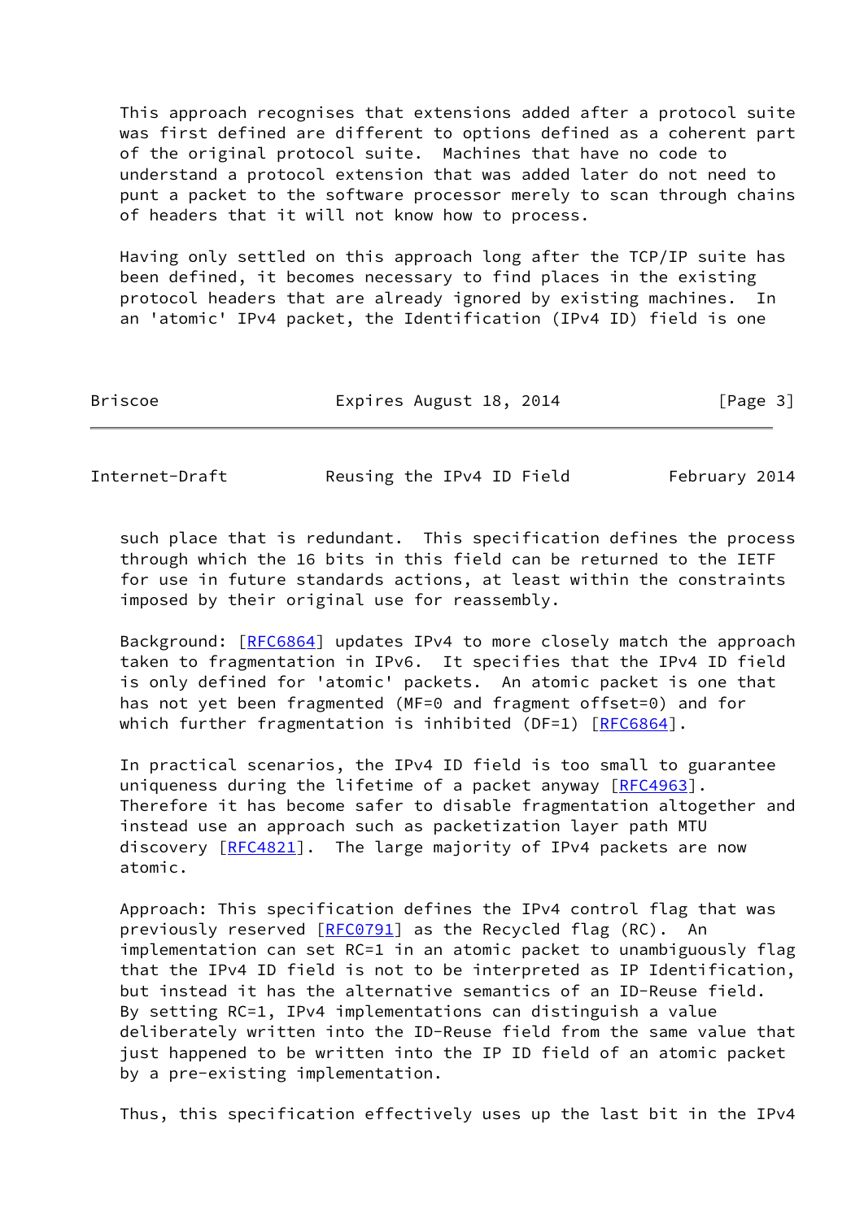This approach recognises that extensions added after a protocol suite was first defined are different to options defined as a coherent part of the original protocol suite. Machines that have no code to understand a protocol extension that was added later do not need to punt a packet to the software processor merely to scan through chains of headers that it will not know how to process.

Having only settled on this approach long after the TCP/IP suite has been defined, it becomes necessary to find places in the existing protocol headers that are already ignored by existing machines. In an 'atomic' IPv4 packet, the Identification (IPv4 ID) field is one such place that is redundant. This specification defines the process through which the 16 bits in this field can be returned to the IETF for use in future standards actions, at least within the constraints imposed by their original use for reassembly.

Background: [RFC6864] updates IPv4 to more closely match the approach taken to fragmentation in IPv6. It specifies that the IPv4 ID field is only defined for 'atomic' packets. An atomic packet is one that has not yet been fragmented (MF=0 and fragment offset=0) and for which further fragmentation is inhibited (DF=1) [RFC6864].

In practical scenarios, the IPv4 ID field is too small to guarantee uniqueness during the lifetime of a packet anyway [RFC4963]. Therefore it has become safer to disable fragmentation altogether and instead use an approach such as packetization layer path MTU discovery [RFC4821]. The large majority of IPv4 packets are now atomic.

Approach: This specification defines the IPv4 control flag that was previously reserved [RFC0791] as the Recycled flag (RC). An implementation can set RC=1 in an atomic packet to unambiguously flag that the IPv4 ID field is not to be interpreted as IP Identification, but instead it has the alternative semantics of an ID-Reuse field. By setting RC=1, IPv4 implementations can distinguish a value deliberately written into the ID-Reuse field from the same value that just happened to be written into the IP ID field of an atomic packet by a pre-existing implementation.

Thus, this specification effectively uses up the last bit in the IPv4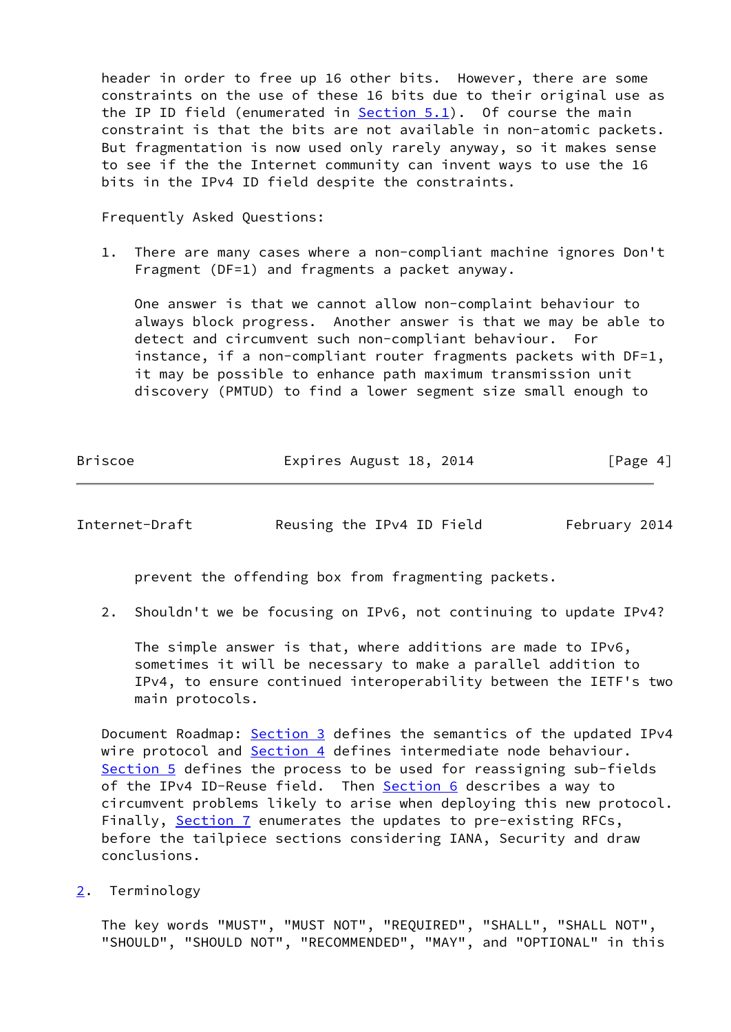header in order to free up 16 other bits. However, there are some constraints on the use of these 16 bits due to their original use as the IP ID field (enumerated in Section 5.1). Of course the main constraint is that the bits are not available in non-atomic packets. But fragmentation is now used only rarely anyway, so it makes sense to see if the the Internet community can invent ways to use the 16 bits in the IPv4 ID field despite the constraints.

Frequently Asked Questions:

1. There are many cases where a non-compliant machine ignores Don't Fragment (DF=1) and fragments a packet anyway.

   One answer is that we cannot allow non-complaint behaviour to always block progress. Another answer is that we may be able to detect and circumvent such non-compliant behaviour. For instance, if a non-compliant router fragments packets with DF=1, it may be possible to enhance path maximum transmission unit discovery (PMTUD) to find a lower segment size small enough to prevent the offending box from fragmenting packets.

2. Shouldn't we be focusing on IPv6, not continuing to update IPv4?

   The simple answer is that, where additions are made to IPv6, sometimes it will be necessary to make a parallel addition to IPv4, to ensure continued interoperability between the IETF's two main protocols.

Document Roadmap: Section 3 defines the semantics of the updated IPv4 wire protocol and Section 4 defines intermediate node behaviour. Section 5 defines the process to be used for reassigning sub-fields of the IPv4 ID-Reuse field. Then Section 6 describes a way to circumvent problems likely to arise when deploying this new protocol. Finally, Section 7 enumerates the updates to pre-existing RFCs, before the tailpiece sections considering IANA, Security and draw conclusions.

## 2. Terminology

The key words "MUST", "MUST NOT", "REQUIRED", "SHALL", "SHALL NOT", "SHOULD", "SHOULD NOT", "RECOMMENDED", "MAY", and "OPTIONAL" in this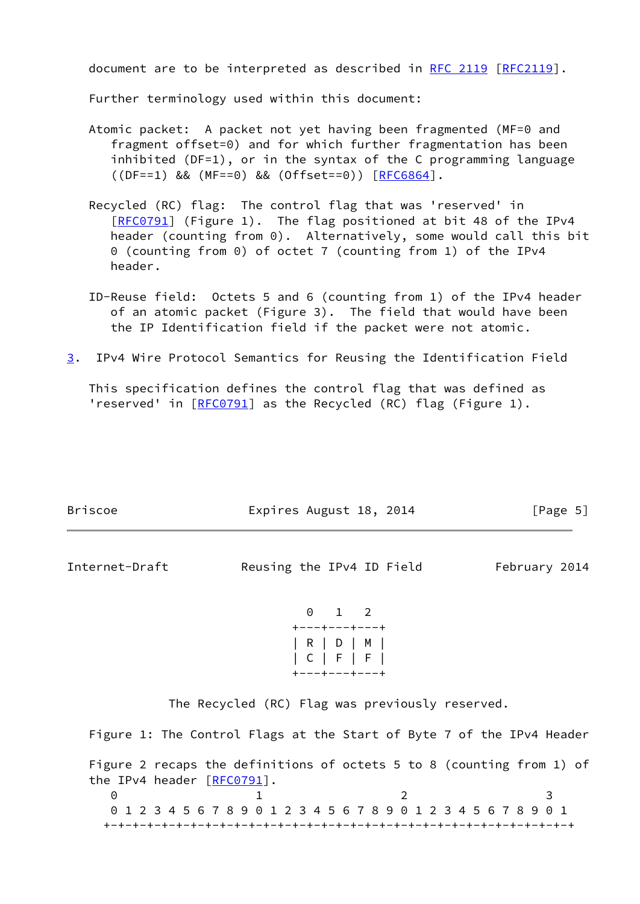document are to be interpreted as described in RFC 2119 [RFC2119].

Further terminology used within this document:

Atomic packet: A packet not yet having been fragmented (MF=0 and fragment offset=0) and for which further fragmentation has been inhibited (DF=1), or in the syntax of the C programming language ((DF==1) && (MF==0) && (Offset==0)) [RFC6864].

Recycled (RC) flag: The control flag that was 'reserved' in [RFC0791] (Figure 1). The flag positioned at bit 48 of the IPv4 header (counting from 0). Alternatively, some would call this bit 0 (counting from 0) of octet 7 (counting from 1) of the IPv4 header.

ID-Reuse field: Octets 5 and 6 (counting from 1) of the IPv4 header of an atomic packet (Figure 3). The field that would have been the IP Identification field if the packet were not atomic.

## 3. IPv4 Wire Protocol Semantics for Reusing the Identification Field

This specification defines the control flag that was defined as 'reserved' in [RFC0791] as the Recycled (RC) flag (Figure 1).

```
  0   1   2
+---+---+---+
| R | D | M |
| C | F | F |
+---+---+---+
```

The Recycled (RC) Flag was previously reserved.

Figure 1: The Control Flags at the Start of Byte 7 of the IPv4 Header

Figure 2 recaps the definitions of octets 5 to 8 (counting from 1) of the IPv4 header [RFC0791].

```
 0                   1                   2                   3
 0 1 2 3 4 5 6 7 8 9 0 1 2 3 4 5 6 7 8 9 0 1 2 3 4 5 6 7 8 9 0 1
+-+-+-+-+-+-+-+-+-+-+-+-+-+-+-+-+-+-+-+-+-+-+-+-+-+-+-+-+-+-+-+-+
```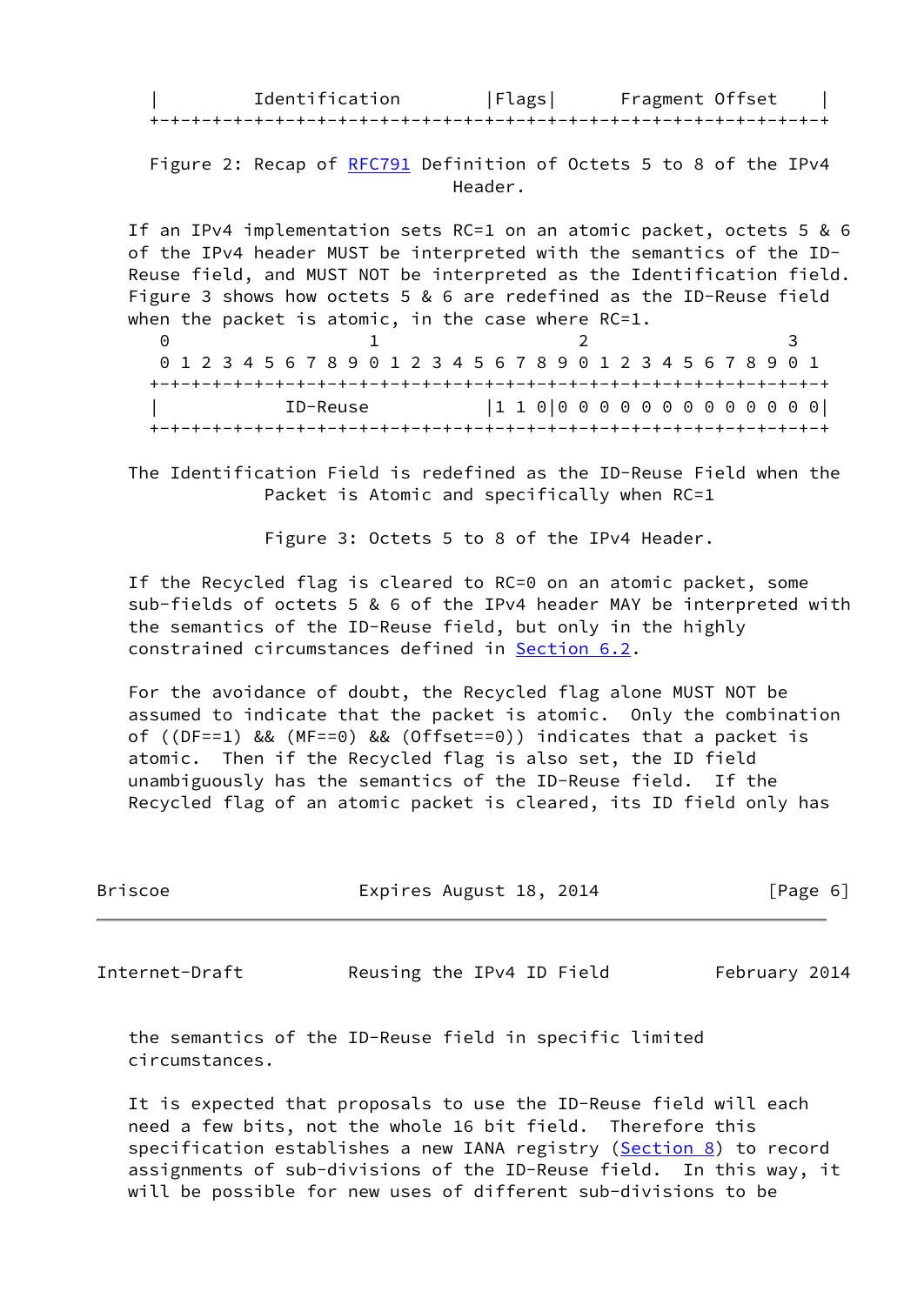```
|         Identification        |Flags|      Fragment Offset    |
+-+-+-+-+-+-+-+-+-+-+-+-+-+-+-+-+-+-+-+-+-+-+-+-+-+-+-+-+-+-+-+-+
```

Figure 2: Recap of RFC791 Definition of Octets 5 to 8 of the IPv4 Header.

If an IPv4 implementation sets RC=1 on an atomic packet, octets 5 & 6 of the IPv4 header MUST be interpreted with the semantics of the ID-Reuse field, and MUST NOT be interpreted as the Identification field. Figure 3 shows how octets 5 & 6 are redefined as the ID-Reuse field when the packet is atomic, in the case where RC=1.

```
 0                   1                   2                   3
 0 1 2 3 4 5 6 7 8 9 0 1 2 3 4 5 6 7 8 9 0 1 2 3 4 5 6 7 8 9 0 1
+-+-+-+-+-+-+-+-+-+-+-+-+-+-+-+-+-+-+-+-+-+-+-+-+-+-+-+-+-+-+-+-+
|           ID-Reuse            |1 1 0|0 0 0 0 0 0 0 0 0 0 0 0 0|
+-+-+-+-+-+-+-+-+-+-+-+-+-+-+-+-+-+-+-+-+-+-+-+-+-+-+-+-+-+-+-+-+
```

The Identification Field is redefined as the ID-Reuse Field when the Packet is Atomic and specifically when RC=1

Figure 3: Octets 5 to 8 of the IPv4 Header.

If the Recycled flag is cleared to RC=0 on an atomic packet, some sub-fields of octets 5 & 6 of the IPv4 header MAY be interpreted with the semantics of the ID-Reuse field, but only in the highly constrained circumstances defined in Section 6.2.

For the avoidance of doubt, the Recycled flag alone MUST NOT be assumed to indicate that the packet is atomic. Only the combination of ((DF==1) && (MF==0) && (Offset==0)) indicates that a packet is atomic. Then if the Recycled flag is also set, the ID field unambiguously has the semantics of the ID-Reuse field. If the Recycled flag of an atomic packet is cleared, its ID field only has the semantics of the ID-Reuse field in specific limited circumstances.

It is expected that proposals to use the ID-Reuse field will each need a few bits, not the whole 16 bit field. Therefore this specification establishes a new IANA registry (Section 8) to record assignments of sub-divisions of the ID-Reuse field. In this way, it will be possible for new uses of different sub-divisions to be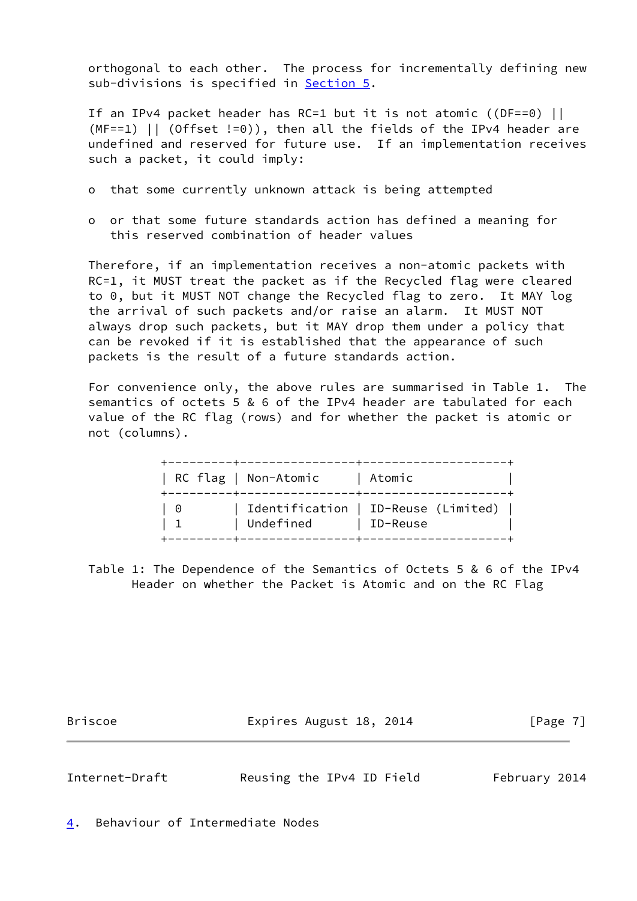orthogonal to each other. The process for incrementally defining new sub-divisions is specified in Section 5.

If an IPv4 packet header has RC=1 but it is not atomic ((DF==0) || (MF==1) || (Offset !=0)), then all the fields of the IPv4 header are undefined and reserved for future use. If an implementation receives such a packet, it could imply:

- that some currently unknown attack is being attempted
- or that some future standards action has defined a meaning for this reserved combination of header values

Therefore, if an implementation receives a non-atomic packets with RC=1, it MUST treat the packet as if the Recycled flag were cleared to 0, but it MUST NOT change the Recycled flag to zero. It MAY log the arrival of such packets and/or raise an alarm. It MUST NOT always drop such packets, but it MAY drop them under a policy that can be revoked if it is established that the appearance of such packets is the result of a future standards action.

For convenience only, the above rules are summarised in Table 1. The semantics of octets 5 & 6 of the IPv4 header are tabulated for each value of the RC flag (rows) and for whether the packet is atomic or not (columns).

| RC flag | Non-Atomic | Atomic |
|---|---|---|
| 0 | Identification | ID-Reuse (Limited) |
| 1 | Undefined | ID-Reuse |

Table 1: The Dependence of the Semantics of Octets 5 & 6 of the IPv4 Header on whether the Packet is Atomic and on the RC Flag

## 4. Behaviour of Intermediate Nodes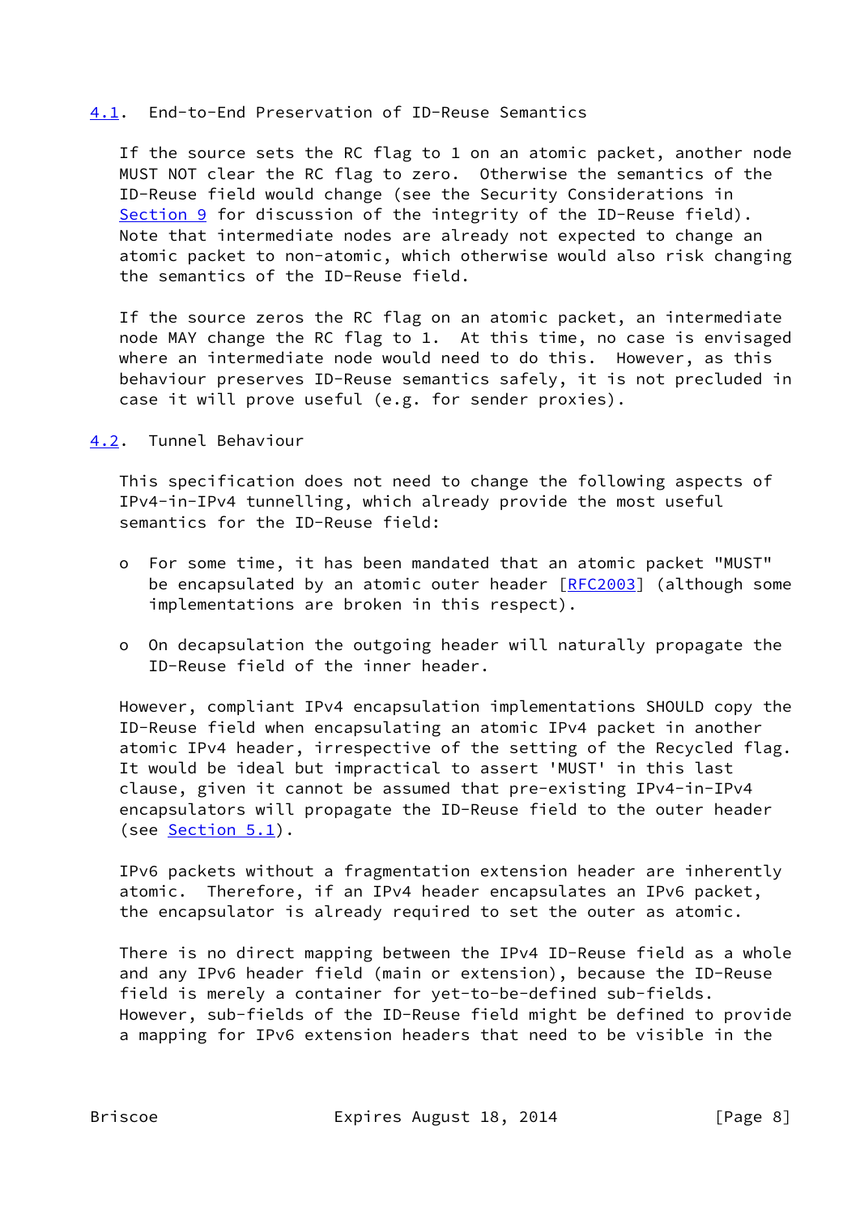### 4.1. End-to-End Preservation of ID-Reuse Semantics

If the source sets the RC flag to 1 on an atomic packet, another node MUST NOT clear the RC flag to zero. Otherwise the semantics of the ID-Reuse field would change (see the Security Considerations in Section 9 for discussion of the integrity of the ID-Reuse field). Note that intermediate nodes are already not expected to change an atomic packet to non-atomic, which otherwise would also risk changing the semantics of the ID-Reuse field.

If the source zeros the RC flag on an atomic packet, an intermediate node MAY change the RC flag to 1. At this time, no case is envisaged where an intermediate node would need to do this. However, as this behaviour preserves ID-Reuse semantics safely, it is not precluded in case it will prove useful (e.g. for sender proxies).

### 4.2. Tunnel Behaviour

This specification does not need to change the following aspects of IPv4-in-IPv4 tunnelling, which already provide the most useful semantics for the ID-Reuse field:

- For some time, it has been mandated that an atomic packet "MUST" be encapsulated by an atomic outer header [RFC2003] (although some implementations are broken in this respect).
- On decapsulation the outgoing header will naturally propagate the ID-Reuse field of the inner header.

However, compliant IPv4 encapsulation implementations SHOULD copy the ID-Reuse field when encapsulating an atomic IPv4 packet in another atomic IPv4 header, irrespective of the setting of the Recycled flag. It would be ideal but impractical to assert 'MUST' in this last clause, given it cannot be assumed that pre-existing IPv4-in-IPv4 encapsulators will propagate the ID-Reuse field to the outer header (see Section 5.1).

IPv6 packets without a fragmentation extension header are inherently atomic. Therefore, if an IPv4 header encapsulates an IPv6 packet, the encapsulator is already required to set the outer as atomic.

There is no direct mapping between the IPv4 ID-Reuse field as a whole and any IPv6 header field (main or extension), because the ID-Reuse field is merely a container for yet-to-be-defined sub-fields. However, sub-fields of the ID-Reuse field might be defined to provide a mapping for IPv6 extension headers that need to be visible in the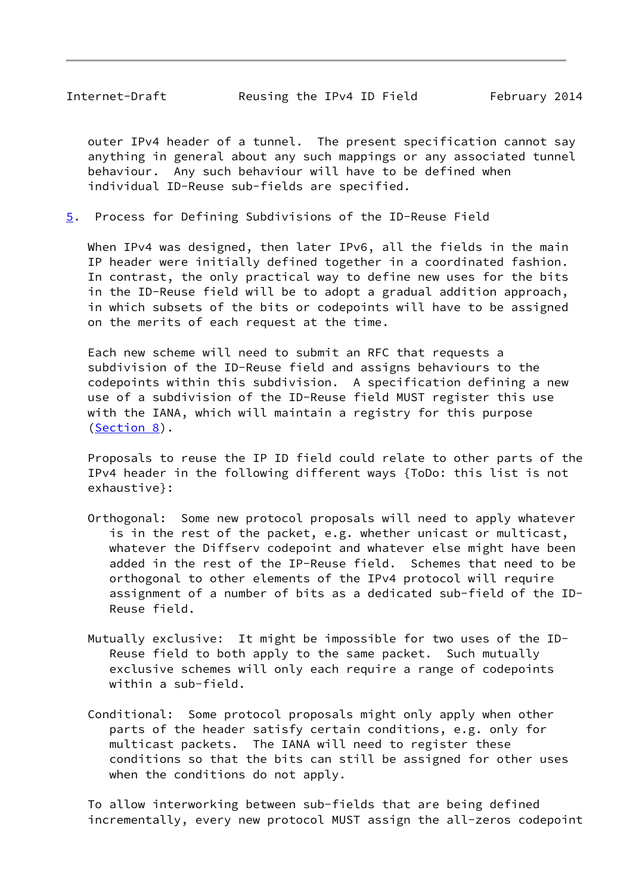outer IPv4 header of a tunnel. The present specification cannot say anything in general about any such mappings or any associated tunnel behaviour. Any such behaviour will have to be defined when individual ID-Reuse sub-fields are specified.

## 5. Process for Defining Subdivisions of the ID-Reuse Field

When IPv4 was designed, then later IPv6, all the fields in the main IP header were initially defined together in a coordinated fashion. In contrast, the only practical way to define new uses for the bits in the ID-Reuse field will be to adopt a gradual addition approach, in which subsets of the bits or codepoints will have to be assigned on the merits of each request at the time.

Each new scheme will need to submit an RFC that requests a subdivision of the ID-Reuse field and assigns behaviours to the codepoints within this subdivision. A specification defining a new use of a subdivision of the ID-Reuse field MUST register this use with the IANA, which will maintain a registry for this purpose (Section 8).

Proposals to reuse the IP ID field could relate to other parts of the IPv4 header in the following different ways {ToDo: this list is not exhaustive}:

Orthogonal: Some new protocol proposals will need to apply whatever is in the rest of the packet, e.g. whether unicast or multicast, whatever the Diffserv codepoint and whatever else might have been added in the rest of the IP-Reuse field. Schemes that need to be orthogonal to other elements of the IPv4 protocol will require assignment of a number of bits as a dedicated sub-field of the ID-Reuse field.

Mutually exclusive: It might be impossible for two uses of the ID-Reuse field to both apply to the same packet. Such mutually exclusive schemes will only each require a range of codepoints within a sub-field.

Conditional: Some protocol proposals might only apply when other parts of the header satisfy certain conditions, e.g. only for multicast packets. The IANA will need to register these conditions so that the bits can still be assigned for other uses when the conditions do not apply.

To allow interworking between sub-fields that are being defined incrementally, every new protocol MUST assign the all-zeros codepoint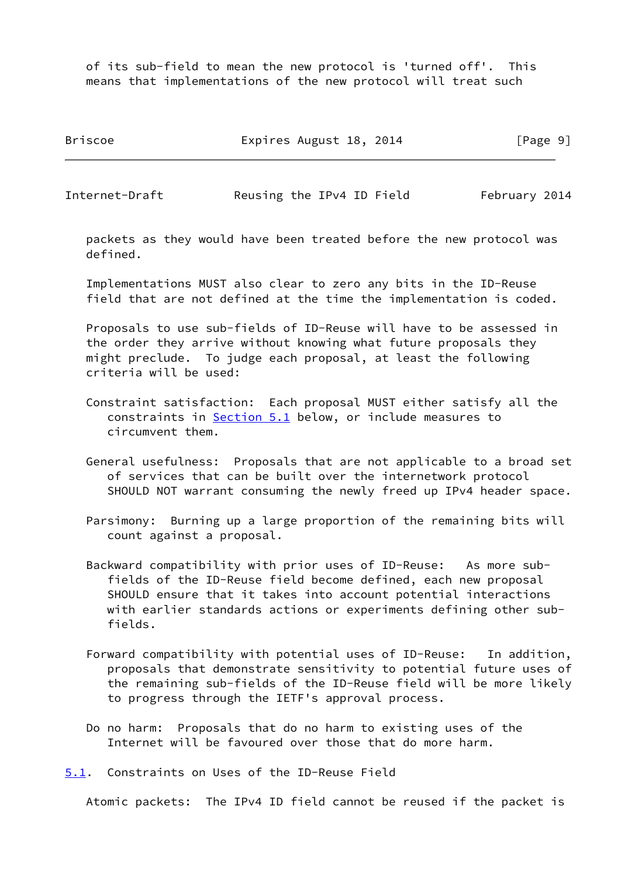of its sub-field to mean the new protocol is 'turned off'. This means that implementations of the new protocol will treat such packets as they would have been treated before the new protocol was defined.

Implementations MUST also clear to zero any bits in the ID-Reuse field that are not defined at the time the implementation is coded.

Proposals to use sub-fields of ID-Reuse will have to be assessed in the order they arrive without knowing what future proposals they might preclude. To judge each proposal, at least the following criteria will be used:

Constraint satisfaction: Each proposal MUST either satisfy all the constraints in Section 5.1 below, or include measures to circumvent them.

General usefulness: Proposals that are not applicable to a broad set of services that can be built over the internetwork protocol SHOULD NOT warrant consuming the newly freed up IPv4 header space.

Parsimony: Burning up a large proportion of the remaining bits will count against a proposal.

Backward compatibility with prior uses of ID-Reuse: As more sub-fields of the ID-Reuse field become defined, each new proposal SHOULD ensure that it takes into account potential interactions with earlier standards actions or experiments defining other sub-fields.

Forward compatibility with potential uses of ID-Reuse: In addition, proposals that demonstrate sensitivity to potential future uses of the remaining sub-fields of the ID-Reuse field will be more likely to progress through the IETF's approval process.

Do no harm: Proposals that do no harm to existing uses of the Internet will be favoured over those that do more harm.

## 5.1. Constraints on Uses of the ID-Reuse Field

Atomic packets: The IPv4 ID field cannot be reused if the packet is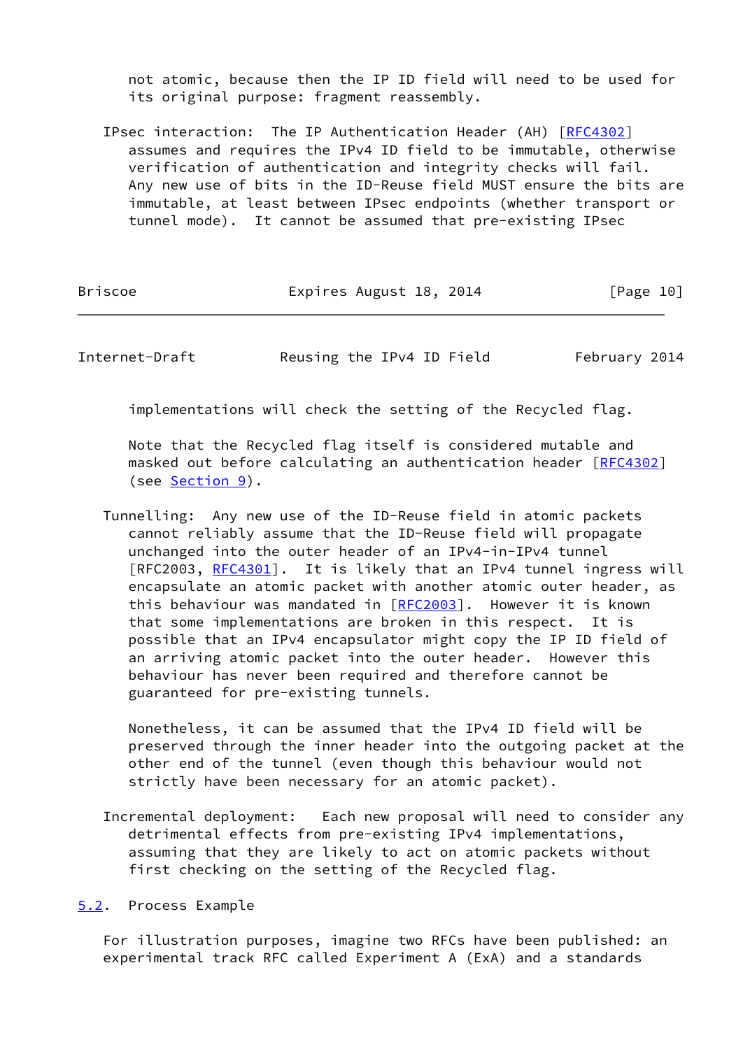not atomic, because then the IP ID field will need to be used for its original purpose: fragment reassembly.

IPsec interaction: The IP Authentication Header (AH) [RFC4302] assumes and requires the IPv4 ID field to be immutable, otherwise verification of authentication and integrity checks will fail. Any new use of bits in the ID-Reuse field MUST ensure the bits are immutable, at least between IPsec endpoints (whether transport or tunnel mode). It cannot be assumed that pre-existing IPsec implementations will check the setting of the Recycled flag.

Note that the Recycled flag itself is considered mutable and masked out before calculating an authentication header [RFC4302] (see Section 9).

Tunnelling: Any new use of the ID-Reuse field in atomic packets cannot reliably assume that the ID-Reuse field will propagate unchanged into the outer header of an IPv4-in-IPv4 tunnel [RFC2003, RFC4301]. It is likely that an IPv4 tunnel ingress will encapsulate an atomic packet with another atomic outer header, as this behaviour was mandated in [RFC2003]. However it is known that some implementations are broken in this respect. It is possible that an IPv4 encapsulator might copy the IP ID field of an arriving atomic packet into the outer header. However this behaviour has never been required and therefore cannot be guaranteed for pre-existing tunnels.

Nonetheless, it can be assumed that the IPv4 ID field will be preserved through the inner header into the outgoing packet at the other end of the tunnel (even though this behaviour would not strictly have been necessary for an atomic packet).

Incremental deployment: Each new proposal will need to consider any detrimental effects from pre-existing IPv4 implementations, assuming that they are likely to act on atomic packets without first checking on the setting of the Recycled flag.

### 5.2. Process Example

For illustration purposes, imagine two RFCs have been published: an experimental track RFC called Experiment A (ExA) and a standards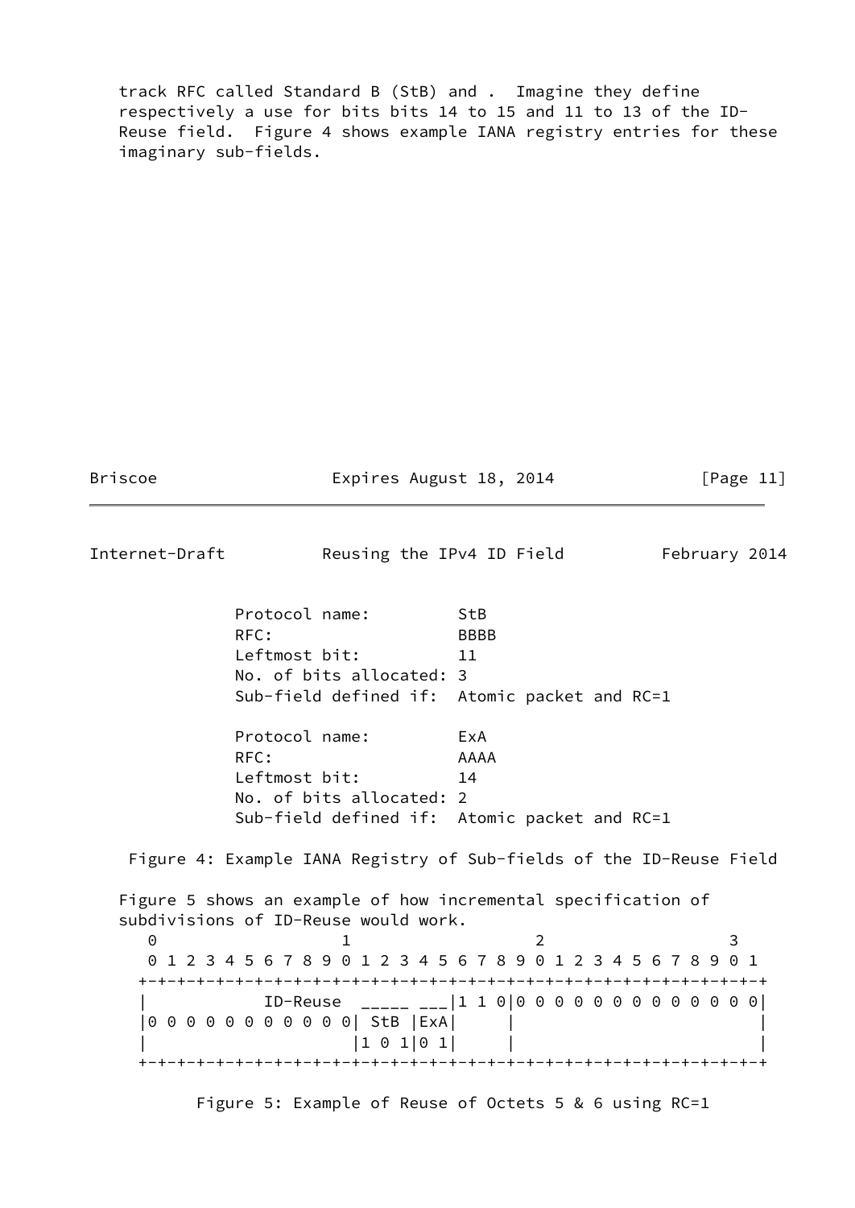track RFC called Standard B (StB) and . Imagine they define respectively a use for bits bits 14 to 15 and 11 to 13 of the ID-Reuse field. Figure 4 shows example IANA registry entries for these imaginary sub-fields.

```
           Protocol name:         StB
           RFC:                   BBBB
           Leftmost bit:          11
           No. of bits allocated: 3
           Sub-field defined if:  Atomic packet and RC=1

           Protocol name:         ExA
           RFC:                   AAAA
           Leftmost bit:          14
           No. of bits allocated: 2
           Sub-field defined if:  Atomic packet and RC=1
```

Figure 4: Example IANA Registry of Sub-fields of the ID-Reuse Field

Figure 5 shows an example of how incremental specification of subdivisions of ID-Reuse would work.

```
    0                   1                   2                   3
    0 1 2 3 4 5 6 7 8 9 0 1 2 3 4 5 6 7 8 9 0 1 2 3 4 5 6 7 8 9 0 1
   +-+-+-+-+-+-+-+-+-+-+-+-+-+-+-+-+-+-+-+-+-+-+-+-+-+-+-+-+-+-+-+-+
   |           ID-Reuse  _____ ___|1 1 0|0 0 0 0 0 0 0 0 0 0 0 0 0|
   |0 0 0 0 0 0 0 0 0 0 0| StB |ExA|     |                         |
   |                     |1 0 1|0 1|     |                         |
   +-+-+-+-+-+-+-+-+-+-+-+-+-+-+-+-+-+-+-+-+-+-+-+-+-+-+-+-+-+-+-+-+
```

Figure 5: Example of Reuse of Octets 5 & 6 using RC=1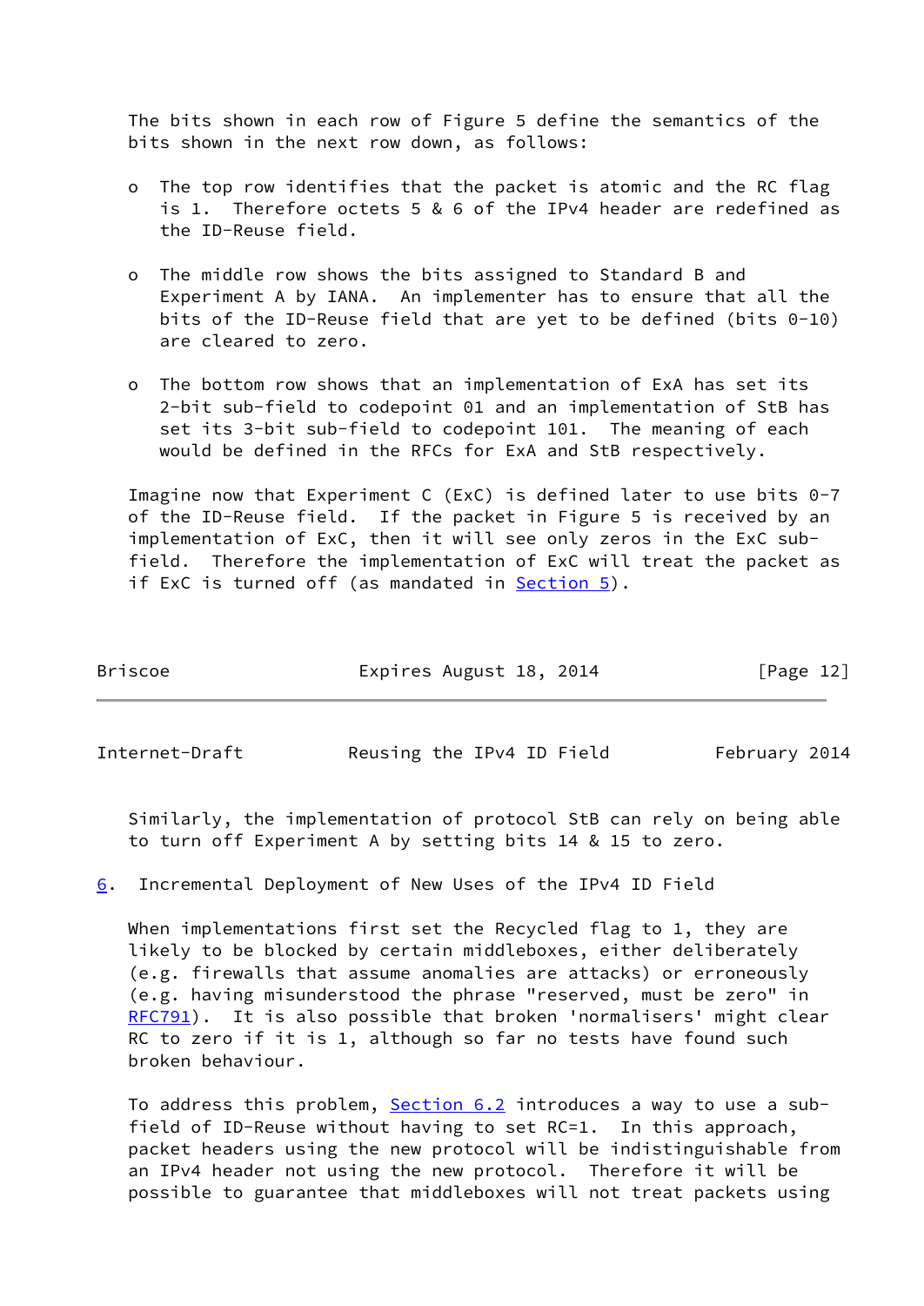The bits shown in each row of Figure 5 define the semantics of the bits shown in the next row down, as follows:

- The top row identifies that the packet is atomic and the RC flag is 1. Therefore octets 5 & 6 of the IPv4 header are redefined as the ID-Reuse field.

- The middle row shows the bits assigned to Standard B and Experiment A by IANA. An implementer has to ensure that all the bits of the ID-Reuse field that are yet to be defined (bits 0-10) are cleared to zero.

- The bottom row shows that an implementation of ExA has set its 2-bit sub-field to codepoint 01 and an implementation of StB has set its 3-bit sub-field to codepoint 101. The meaning of each would be defined in the RFCs for ExA and StB respectively.

Imagine now that Experiment C (ExC) is defined later to use bits 0-7 of the ID-Reuse field. If the packet in Figure 5 is received by an implementation of ExC, then it will see only zeros in the ExC sub-field. Therefore the implementation of ExC will treat the packet as if ExC is turned off (as mandated in Section 5).

Similarly, the implementation of protocol StB can rely on being able to turn off Experiment A by setting bits 14 & 15 to zero.

## 6. Incremental Deployment of New Uses of the IPv4 ID Field

When implementations first set the Recycled flag to 1, they are likely to be blocked by certain middleboxes, either deliberately (e.g. firewalls that assume anomalies are attacks) or erroneously (e.g. having misunderstood the phrase "reserved, must be zero" in RFC791). It is also possible that broken 'normalisers' might clear RC to zero if it is 1, although so far no tests have found such broken behaviour.

To address this problem, Section 6.2 introduces a way to use a sub-field of ID-Reuse without having to set RC=1. In this approach, packet headers using the new protocol will be indistinguishable from an IPv4 header not using the new protocol. Therefore it will be possible to guarantee that middleboxes will not treat packets using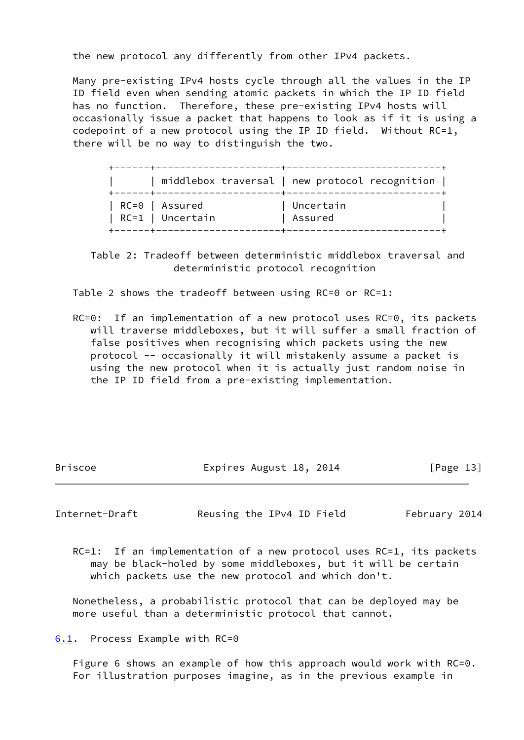the new protocol any differently from other IPv4 packets.

Many pre-existing IPv4 hosts cycle through all the values in the IP ID field even when sending atomic packets in which the IP ID field has no function. Therefore, these pre-existing IPv4 hosts will occasionally issue a packet that happens to look as if it is using a codepoint of a new protocol using the IP ID field. Without RC=1, there will be no way to distinguish the two.

|      | middlebox traversal | new protocol recognition |
|---|---|---|
| RC=0 | Assured | Uncertain |
| RC=1 | Uncertain | Assured |

Table 2: Tradeoff between deterministic middlebox traversal and deterministic protocol recognition

Table 2 shows the tradeoff between using RC=0 or RC=1:

RC=0: If an implementation of a new protocol uses RC=0, its packets will traverse middleboxes, but it will suffer a small fraction of false positives when recognising which packets using the new protocol -- occasionally it will mistakenly assume a packet is using the new protocol when it is actually just random noise in the IP ID field from a pre-existing implementation.

RC=1: If an implementation of a new protocol uses RC=1, its packets may be black-holed by some middleboxes, but it will be certain which packets use the new protocol and which don't.

Nonetheless, a probabilistic protocol that can be deployed may be more useful than a deterministic protocol that cannot.

## 6.1. Process Example with RC=0

Figure 6 shows an example of how this approach would work with RC=0. For illustration purposes imagine, as in the previous example in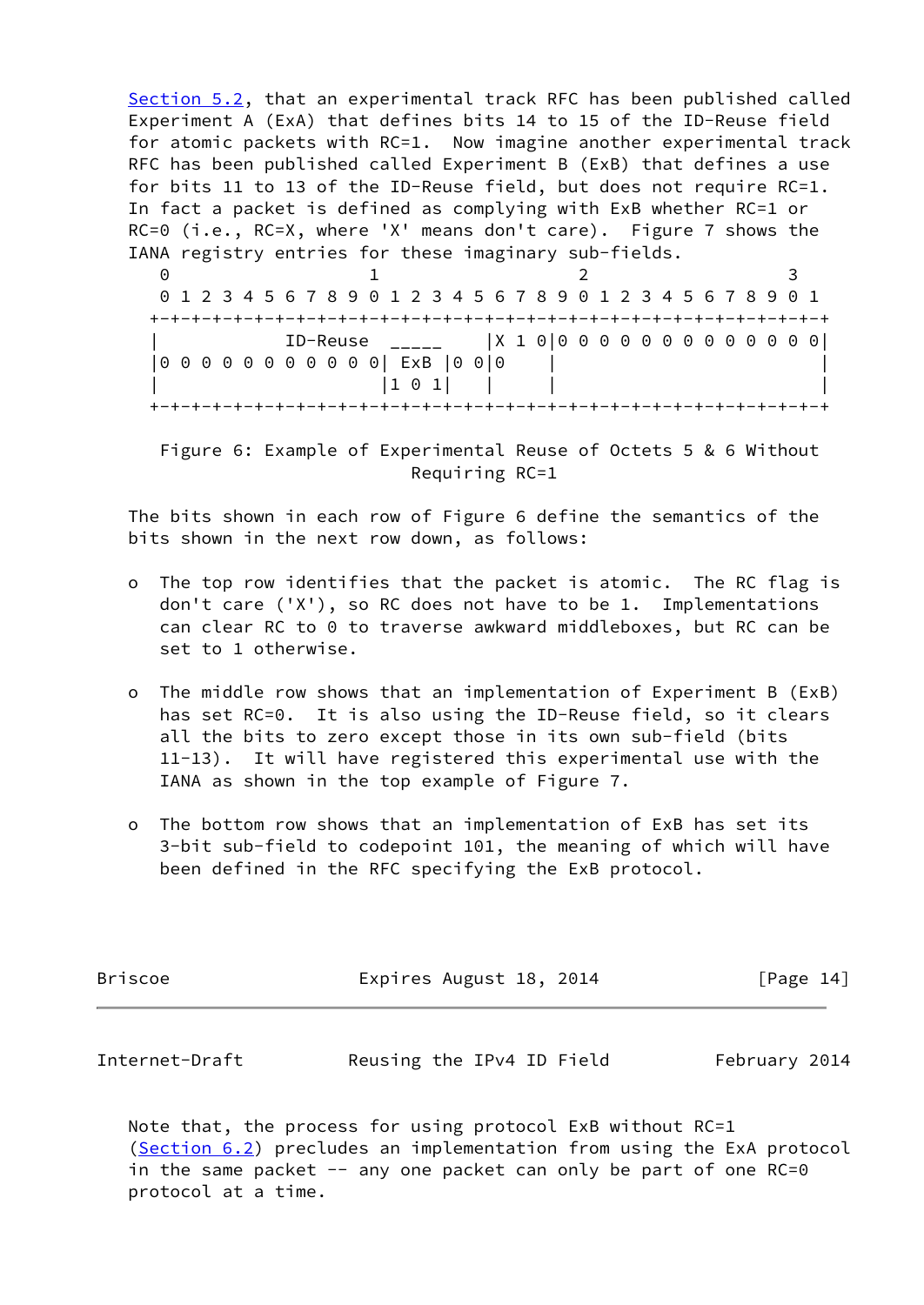Section 5.2, that an experimental track RFC has been published called Experiment A (ExA) that defines bits 14 to 15 of the ID-Reuse field for atomic packets with RC=1. Now imagine another experimental track RFC has been published called Experiment B (ExB) that defines a use for bits 11 to 13 of the ID-Reuse field, but does not require RC=1. In fact a packet is defined as complying with ExB whether RC=1 or RC=0 (i.e., RC=X, where 'X' means don't care). Figure 7 shows the IANA registry entries for these imaginary sub-fields.

```
    0                   1                   2                   3
    0 1 2 3 4 5 6 7 8 9 0 1 2 3 4 5 6 7 8 9 0 1 2 3 4 5 6 7 8 9 0 1
   +-+-+-+-+-+-+-+-+-+-+-+-+-+-+-+-+-+-+-+-+-+-+-+-+-+-+-+-+-+-+-+-+
   |           ID-Reuse  _____     |X 1 0|0 0 0 0 0 0 0 0 0 0 0 0 0|
   |0 0 0 0 0 0 0 0 0 0 0| ExB |0 0|0    |                         |
   |                     |1 0 1|   |     |                         |
   +-+-+-+-+-+-+-+-+-+-+-+-+-+-+-+-+-+-+-+-+-+-+-+-+-+-+-+-+-+-+-+-+
```

Figure 6: Example of Experimental Reuse of Octets 5 & 6 Without Requiring RC=1

The bits shown in each row of Figure 6 define the semantics of the bits shown in the next row down, as follows:

- The top row identifies that the packet is atomic. The RC flag is don't care ('X'), so RC does not have to be 1. Implementations can clear RC to 0 to traverse awkward middleboxes, but RC can be set to 1 otherwise.
- The middle row shows that an implementation of Experiment B (ExB) has set RC=0. It is also using the ID-Reuse field, so it clears all the bits to zero except those in its own sub-field (bits 11-13). It will have registered this experimental use with the IANA as shown in the top example of Figure 7.
- The bottom row shows that an implementation of ExB has set its 3-bit sub-field to codepoint 101, the meaning of which will have been defined in the RFC specifying the ExB protocol.

Note that, the process for using protocol ExB without RC=1 (Section 6.2) precludes an implementation from using the ExA protocol in the same packet -- any one packet can only be part of one RC=0 protocol at a time.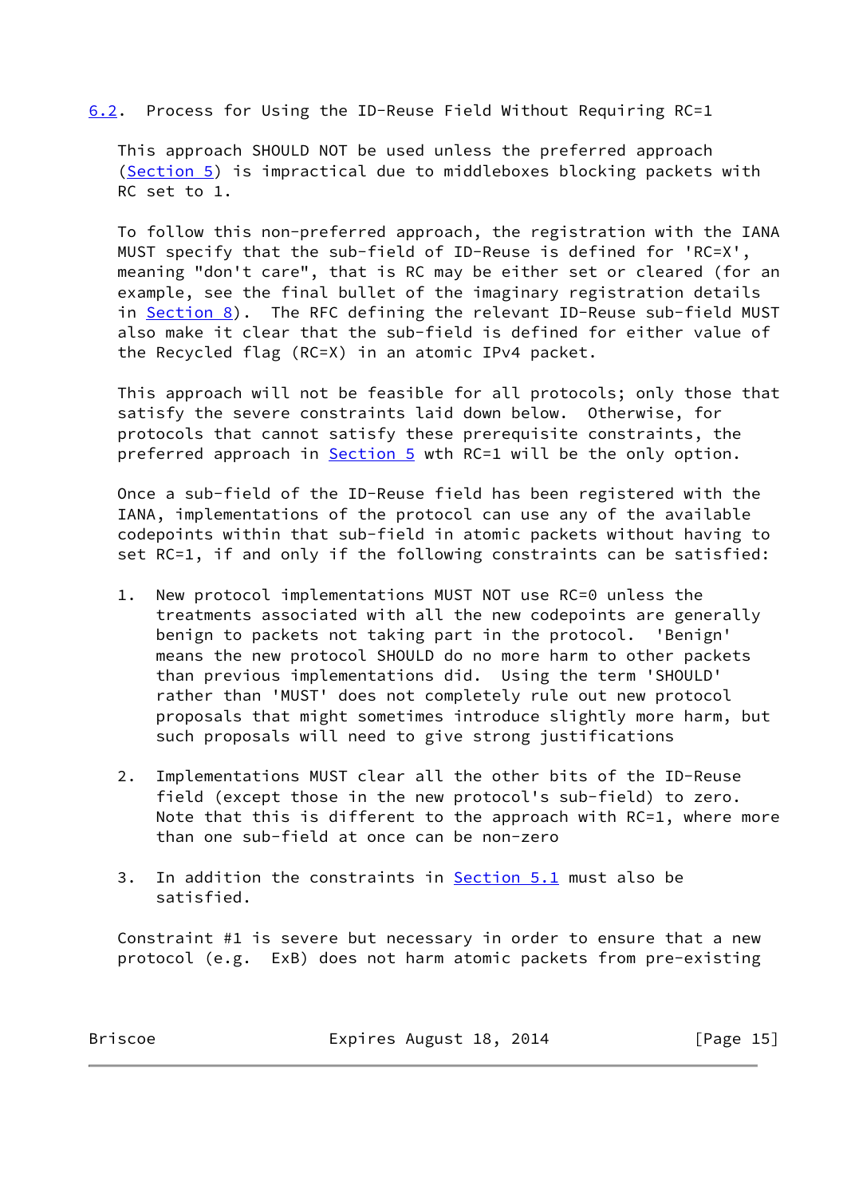## 6.2. Process for Using the ID-Reuse Field Without Requiring RC=1

This approach SHOULD NOT be used unless the preferred approach (Section 5) is impractical due to middleboxes blocking packets with RC set to 1.

To follow this non-preferred approach, the registration with the IANA MUST specify that the sub-field of ID-Reuse is defined for 'RC=X', meaning "don't care", that is RC may be either set or cleared (for an example, see the final bullet of the imaginary registration details in Section 8). The RFC defining the relevant ID-Reuse sub-field MUST also make it clear that the sub-field is defined for either value of the Recycled flag (RC=X) in an atomic IPv4 packet.

This approach will not be feasible for all protocols; only those that satisfy the severe constraints laid down below. Otherwise, for protocols that cannot satisfy these prerequisite constraints, the preferred approach in Section 5 wth RC=1 will be the only option.

Once a sub-field of the ID-Reuse field has been registered with the IANA, implementations of the protocol can use any of the available codepoints within that sub-field in atomic packets without having to set RC=1, if and only if the following constraints can be satisfied:

1. New protocol implementations MUST NOT use RC=0 unless the treatments associated with all the new codepoints are generally benign to packets not taking part in the protocol. 'Benign' means the new protocol SHOULD do no more harm to other packets than previous implementations did. Using the term 'SHOULD' rather than 'MUST' does not completely rule out new protocol proposals that might sometimes introduce slightly more harm, but such proposals will need to give strong justifications

2. Implementations MUST clear all the other bits of the ID-Reuse field (except those in the new protocol's sub-field) to zero. Note that this is different to the approach with RC=1, where more than one sub-field at once can be non-zero

3. In addition the constraints in Section 5.1 must also be satisfied.

Constraint #1 is severe but necessary in order to ensure that a new protocol (e.g. ExB) does not harm atomic packets from pre-existing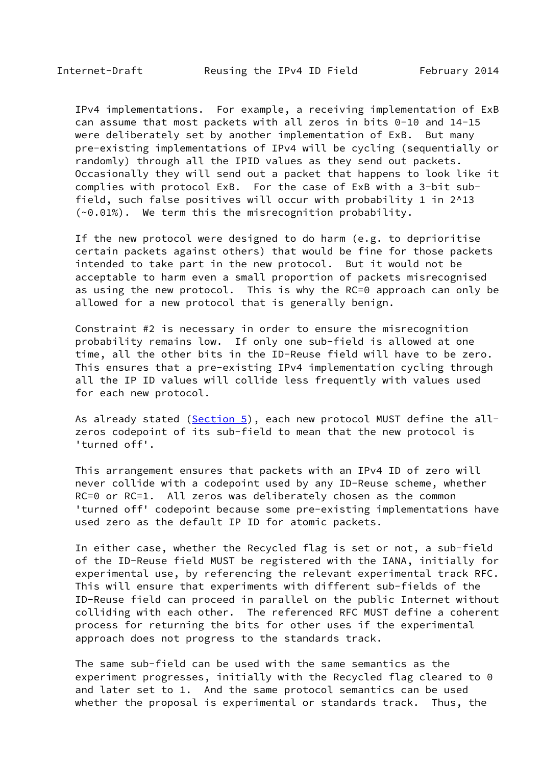IPv4 implementations. For example, a receiving implementation of ExB can assume that most packets with all zeros in bits 0-10 and 14-15 were deliberately set by another implementation of ExB. But many pre-existing implementations of IPv4 will be cycling (sequentially or randomly) through all the IPID values as they send out packets. Occasionally they will send out a packet that happens to look like it complies with protocol ExB. For the case of ExB with a 3-bit sub-field, such false positives will occur with probability 1 in $2^{13}$ (~0.01%). We term this the misrecognition probability.

If the new protocol were designed to do harm (e.g. to deprioritise certain packets against others) that would be fine for those packets intended to take part in the new protocol. But it would not be acceptable to harm even a small proportion of packets misrecognised as using the new protocol. This is why the RC=0 approach can only be allowed for a new protocol that is generally benign.

Constraint #2 is necessary in order to ensure the misrecognition probability remains low. If only one sub-field is allowed at one time, all the other bits in the ID-Reuse field will have to be zero. This ensures that a pre-existing IPv4 implementation cycling through all the IP ID values will collide less frequently with values used for each new protocol.

As already stated (Section 5), each new protocol MUST define the all-zeros codepoint of its sub-field to mean that the new protocol is 'turned off'.

This arrangement ensures that packets with an IPv4 ID of zero will never collide with a codepoint used by any ID-Reuse scheme, whether RC=0 or RC=1. All zeros was deliberately chosen as the common 'turned off' codepoint because some pre-existing implementations have used zero as the default IP ID for atomic packets.

In either case, whether the Recycled flag is set or not, a sub-field of the ID-Reuse field MUST be registered with the IANA, initially for experimental use, by referencing the relevant experimental track RFC. This will ensure that experiments with different sub-fields of the ID-Reuse field can proceed in parallel on the public Internet without colliding with each other. The referenced RFC MUST define a coherent process for returning the bits for other uses if the experimental approach does not progress to the standards track.

The same sub-field can be used with the same semantics as the experiment progresses, initially with the Recycled flag cleared to 0 and later set to 1. And the same protocol semantics can be used whether the proposal is experimental or standards track. Thus, the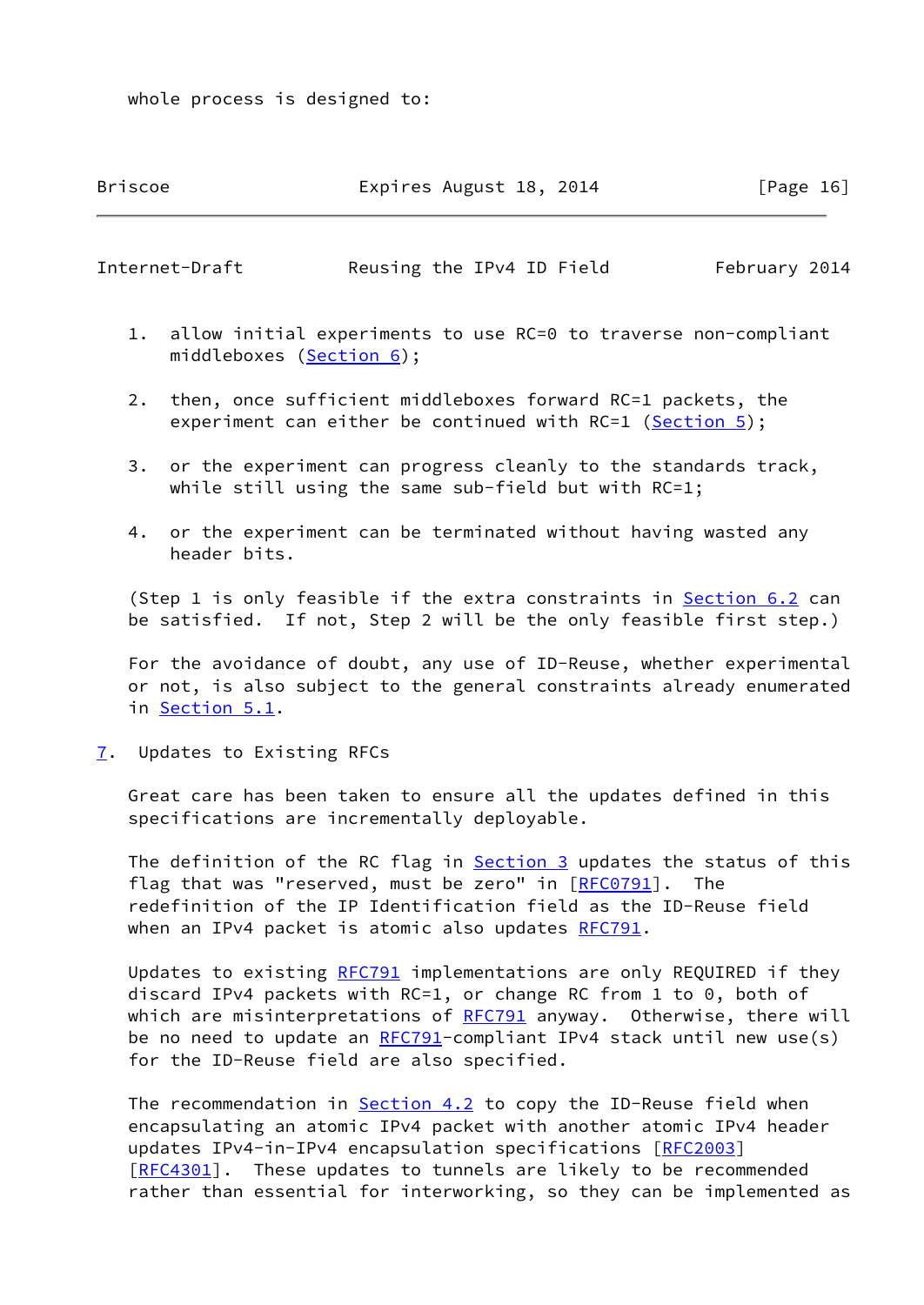whole process is designed to:

1. allow initial experiments to use RC=0 to traverse non-compliant middleboxes (Section 6);

2. then, once sufficient middleboxes forward RC=1 packets, the experiment can either be continued with RC=1 (Section 5);

3. or the experiment can progress cleanly to the standards track, while still using the same sub-field but with RC=1;

4. or the experiment can be terminated without having wasted any header bits.

(Step 1 is only feasible if the extra constraints in Section 6.2 can be satisfied. If not, Step 2 will be the only feasible first step.)

For the avoidance of doubt, any use of ID-Reuse, whether experimental or not, is also subject to the general constraints already enumerated in Section 5.1.

## 7. Updates to Existing RFCs

Great care has been taken to ensure all the updates defined in this specifications are incrementally deployable.

The definition of the RC flag in Section 3 updates the status of this flag that was "reserved, must be zero" in [RFC0791]. The redefinition of the IP Identification field as the ID-Reuse field when an IPv4 packet is atomic also updates RFC791.

Updates to existing RFC791 implementations are only REQUIRED if they discard IPv4 packets with RC=1, or change RC from 1 to 0, both of which are misinterpretations of RFC791 anyway. Otherwise, there will be no need to update an RFC791-compliant IPv4 stack until new use(s) for the ID-Reuse field are also specified.

The recommendation in Section 4.2 to copy the ID-Reuse field when encapsulating an atomic IPv4 packet with another atomic IPv4 header updates IPv4-in-IPv4 encapsulation specifications [RFC2003] [RFC4301]. These updates to tunnels are likely to be recommended rather than essential for interworking, so they can be implemented as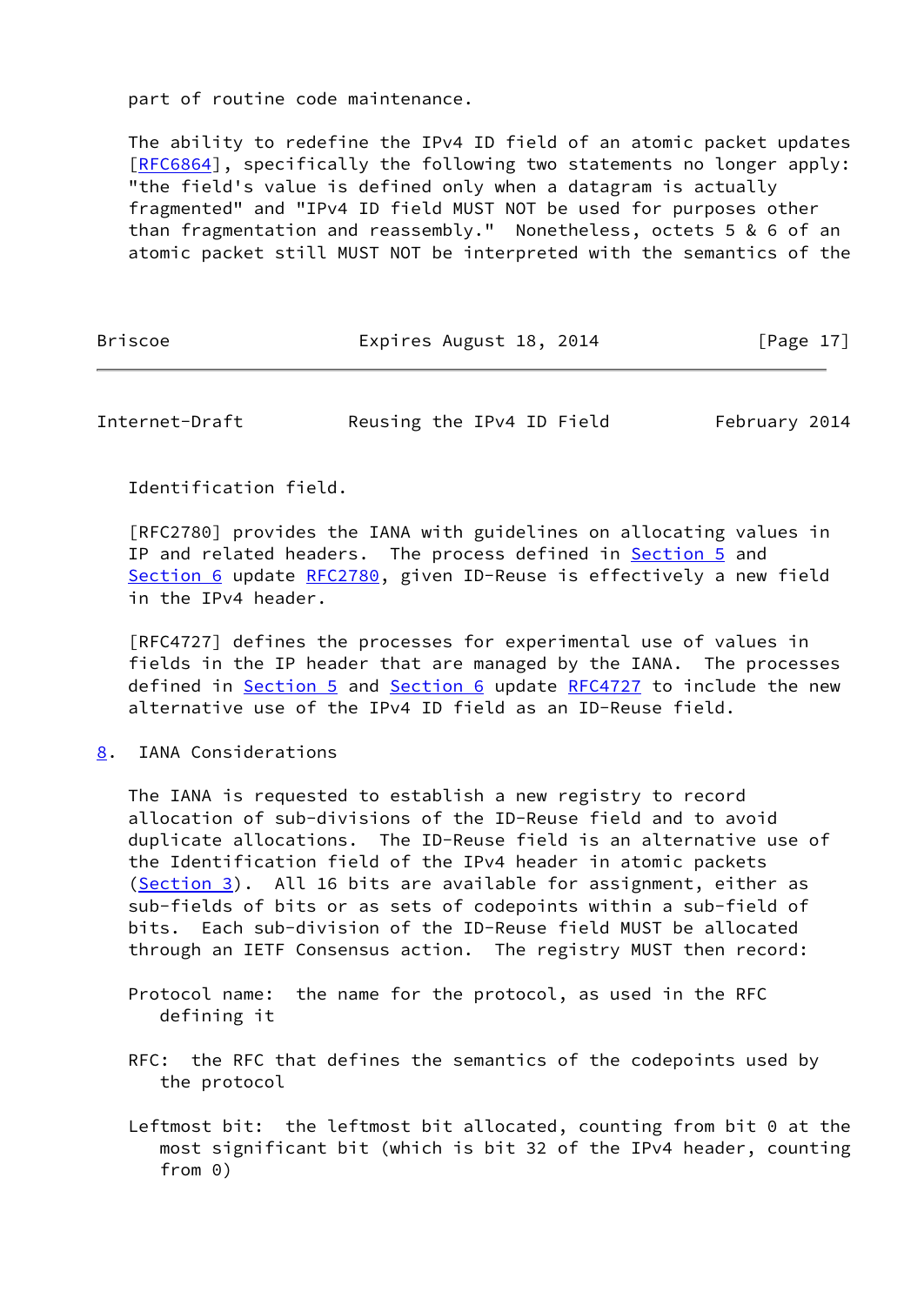part of routine code maintenance.

The ability to redefine the IPv4 ID field of an atomic packet updates [RFC6864], specifically the following two statements no longer apply: "the field's value is defined only when a datagram is actually fragmented" and "IPv4 ID field MUST NOT be used for purposes other than fragmentation and reassembly." Nonetheless, octets 5 & 6 of an atomic packet still MUST NOT be interpreted with the semantics of the Identification field.

[RFC2780] provides the IANA with guidelines on allocating values in IP and related headers. The process defined in Section 5 and Section 6 update RFC2780, given ID-Reuse is effectively a new field in the IPv4 header.

[RFC4727] defines the processes for experimental use of values in fields in the IP header that are managed by the IANA. The processes defined in Section 5 and Section 6 update RFC4727 to include the new alternative use of the IPv4 ID field as an ID-Reuse field.

## 8. IANA Considerations

The IANA is requested to establish a new registry to record allocation of sub-divisions of the ID-Reuse field and to avoid duplicate allocations. The ID-Reuse field is an alternative use of the Identification field of the IPv4 header in atomic packets (Section 3). All 16 bits are available for assignment, either as sub-fields of bits or as sets of codepoints within a sub-field of bits. Each sub-division of the ID-Reuse field MUST be allocated through an IETF Consensus action. The registry MUST then record:

Protocol name: the name for the protocol, as used in the RFC defining it

RFC: the RFC that defines the semantics of the codepoints used by the protocol

Leftmost bit: the leftmost bit allocated, counting from bit 0 at the most significant bit (which is bit 32 of the IPv4 header, counting from 0)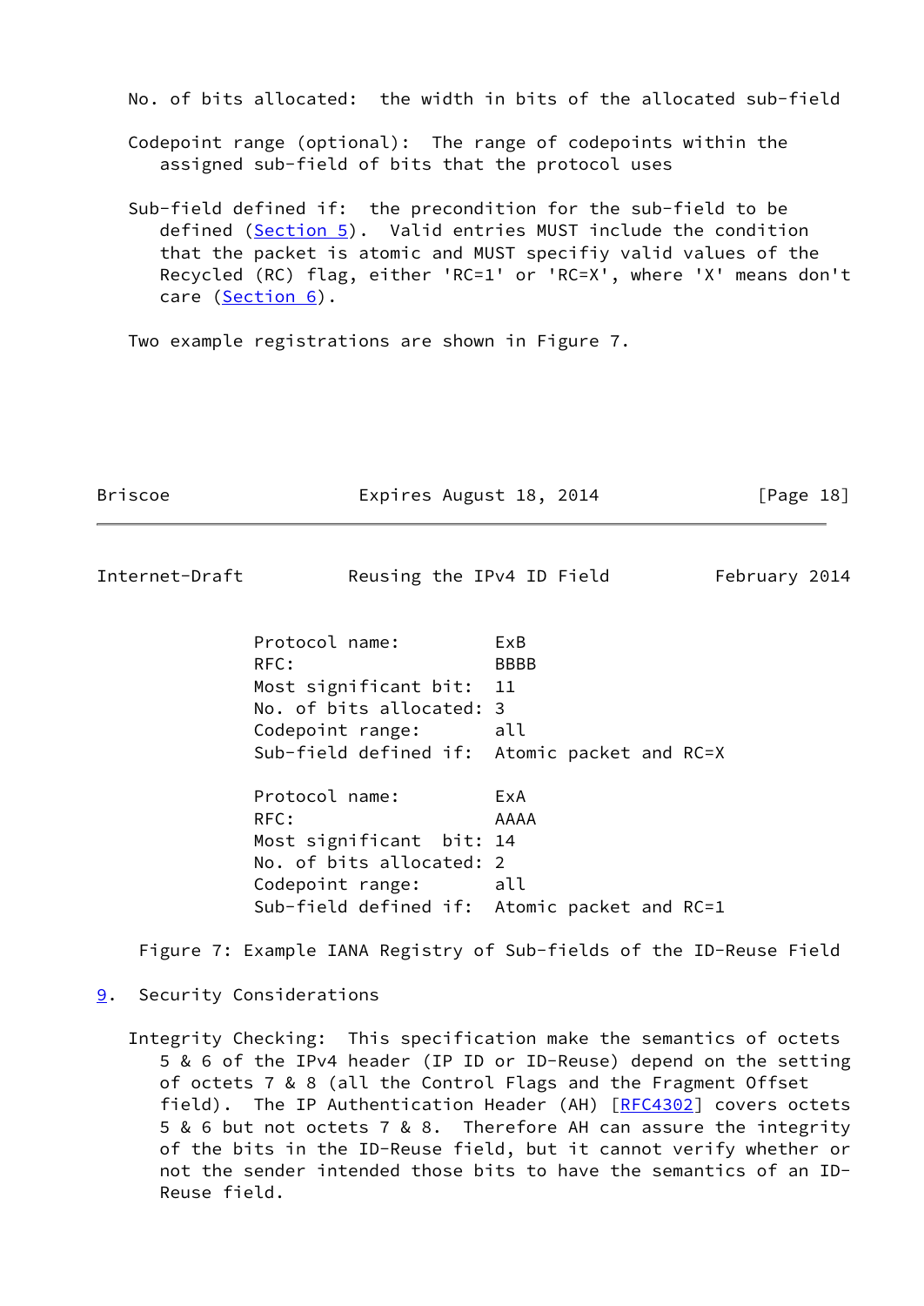No. of bits allocated: the width in bits of the allocated sub-field

Codepoint range (optional): The range of codepoints within the assigned sub-field of bits that the protocol uses

Sub-field defined if: the precondition for the sub-field to be defined (Section 5). Valid entries MUST include the condition that the packet is atomic and MUST specifiy valid values of the Recycled (RC) flag, either 'RC=1' or 'RC=X', where 'X' means don't care (Section 6).

Two example registrations are shown in Figure 7.

```
Protocol name:          ExB
RFC:                    BBBB
Most significant bit:   11
No. of bits allocated: 3
Codepoint range:        all
Sub-field defined if:   Atomic packet and RC=X

Protocol name:          ExA
RFC:                    AAAA
Most significant  bit: 14
No. of bits allocated: 2
Codepoint range:        all
Sub-field defined if:   Atomic packet and RC=1
```

Figure 7: Example IANA Registry of Sub-fields of the ID-Reuse Field

## 9. Security Considerations

Integrity Checking: This specification make the semantics of octets 5 & 6 of the IPv4 header (IP ID or ID-Reuse) depend on the setting of octets 7 & 8 (all the Control Flags and the Fragment Offset field). The IP Authentication Header (AH) [RFC4302] covers octets 5 & 6 but not octets 7 & 8. Therefore AH can assure the integrity of the bits in the ID-Reuse field, but it cannot verify whether or not the sender intended those bits to have the semantics of an ID-Reuse field.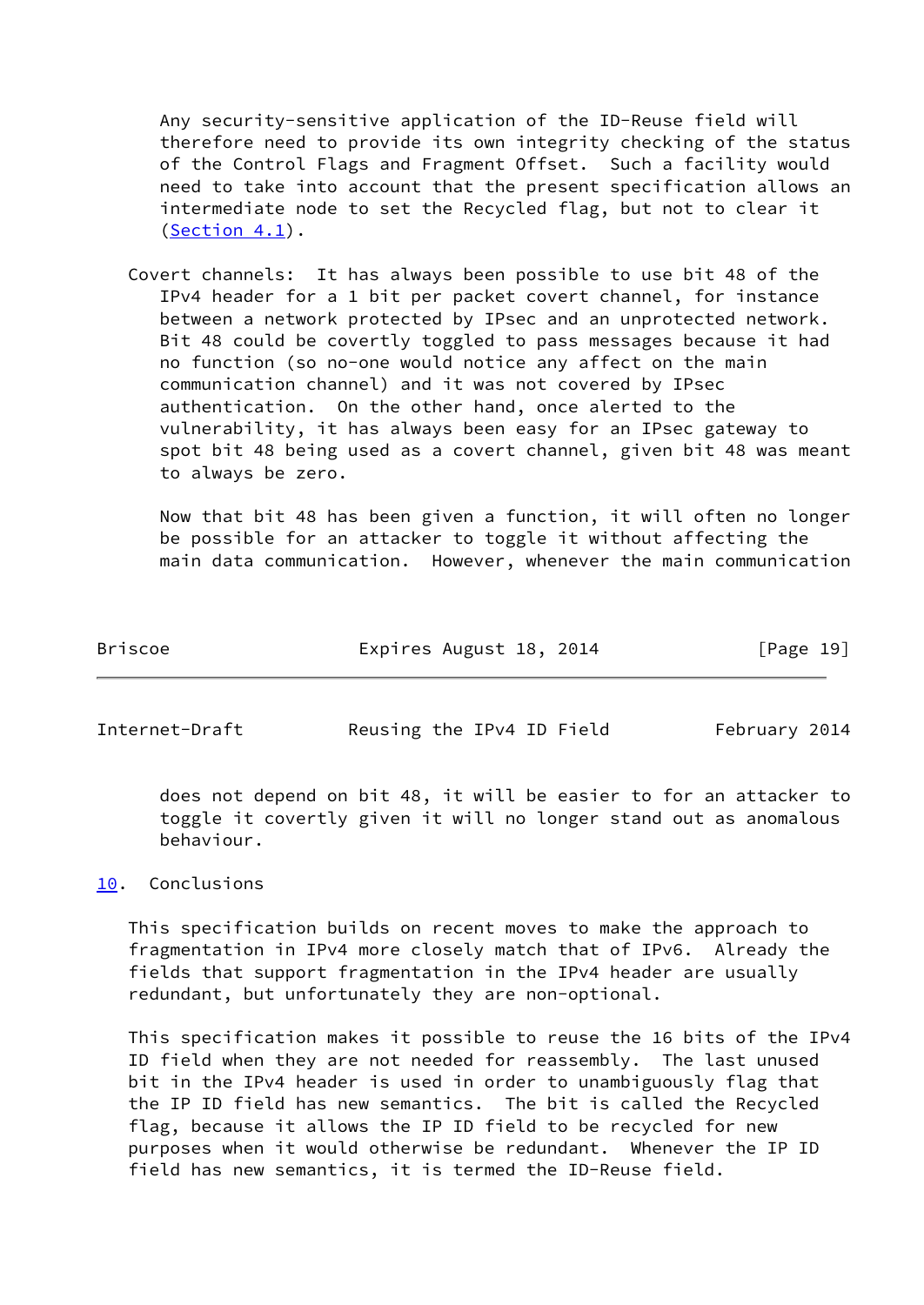Any security-sensitive application of the ID-Reuse field will therefore need to provide its own integrity checking of the status of the Control Flags and Fragment Offset. Such a facility would need to take into account that the present specification allows an intermediate node to set the Recycled flag, but not to clear it (Section 4.1).

Covert channels: It has always been possible to use bit 48 of the IPv4 header for a 1 bit per packet covert channel, for instance between a network protected by IPsec and an unprotected network. Bit 48 could be covertly toggled to pass messages because it had no function (so no-one would notice any affect on the main communication channel) and it was not covered by IPsec authentication. On the other hand, once alerted to the vulnerability, it has always been easy for an IPsec gateway to spot bit 48 being used as a covert channel, given bit 48 was meant to always be zero.

Now that bit 48 has been given a function, it will often no longer be possible for an attacker to toggle it without affecting the main data communication. However, whenever the main communication does not depend on bit 48, it will be easier to for an attacker to toggle it covertly given it will no longer stand out as anomalous behaviour.

## 10. Conclusions

This specification builds on recent moves to make the approach to fragmentation in IPv4 more closely match that of IPv6. Already the fields that support fragmentation in the IPv4 header are usually redundant, but unfortunately they are non-optional.

This specification makes it possible to reuse the 16 bits of the IPv4 ID field when they are not needed for reassembly. The last unused bit in the IPv4 header is used in order to unambiguously flag that the IP ID field has new semantics. The bit is called the Recycled flag, because it allows the IP ID field to be recycled for new purposes when it would otherwise be redundant. Whenever the IP ID field has new semantics, it is termed the ID-Reuse field.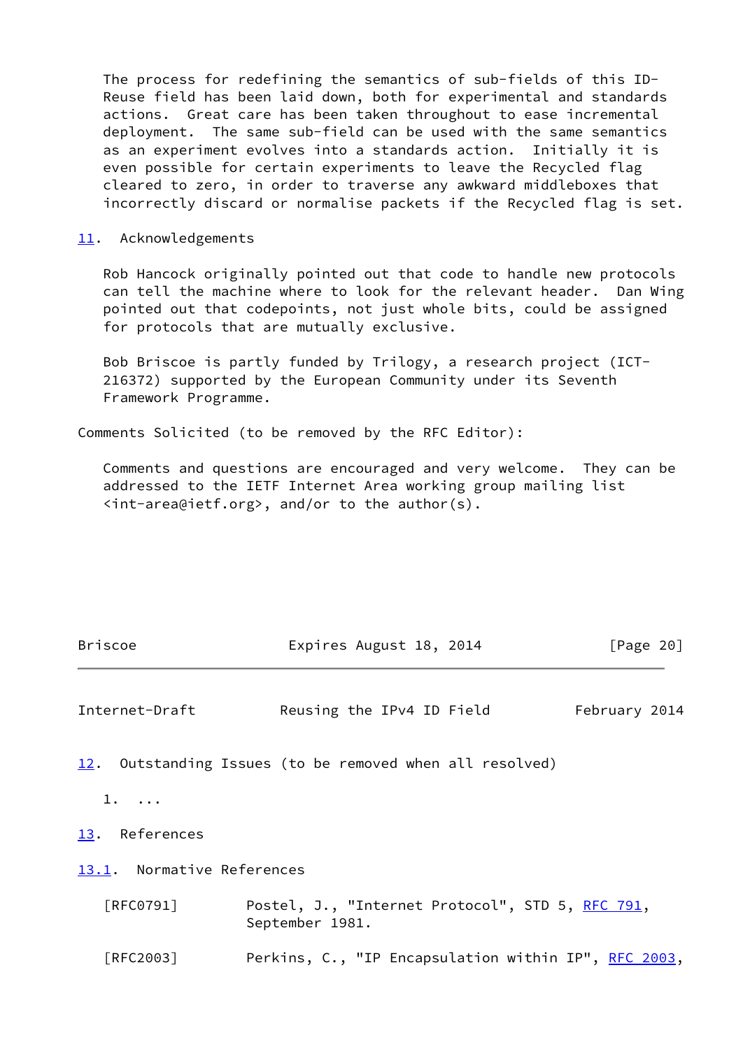The process for redefining the semantics of sub-fields of this ID-Reuse field has been laid down, both for experimental and standards actions. Great care has been taken throughout to ease incremental deployment. The same sub-field can be used with the same semantics as an experiment evolves into a standards action. Initially it is even possible for certain experiments to leave the Recycled flag cleared to zero, in order to traverse any awkward middleboxes that incorrectly discard or normalise packets if the Recycled flag is set.

## 11. Acknowledgements

Rob Hancock originally pointed out that code to handle new protocols can tell the machine where to look for the relevant header. Dan Wing pointed out that codepoints, not just whole bits, could be assigned for protocols that are mutually exclusive.

Bob Briscoe is partly funded by Trilogy, a research project (ICT-216372) supported by the European Community under its Seventh Framework Programme.

Comments Solicited (to be removed by the RFC Editor):

Comments and questions are encouraged and very welcome. They can be addressed to the IETF Internet Area working group mailing list <int-area@ietf.org>, and/or to the author(s).

## 12. Outstanding Issues (to be removed when all resolved)

1. ...

## 13. References

### 13.1. Normative References

[RFC0791] Postel, J., "Internet Protocol", STD 5, RFC 791, September 1981.

[RFC2003] Perkins, C., "IP Encapsulation within IP", RFC 2003,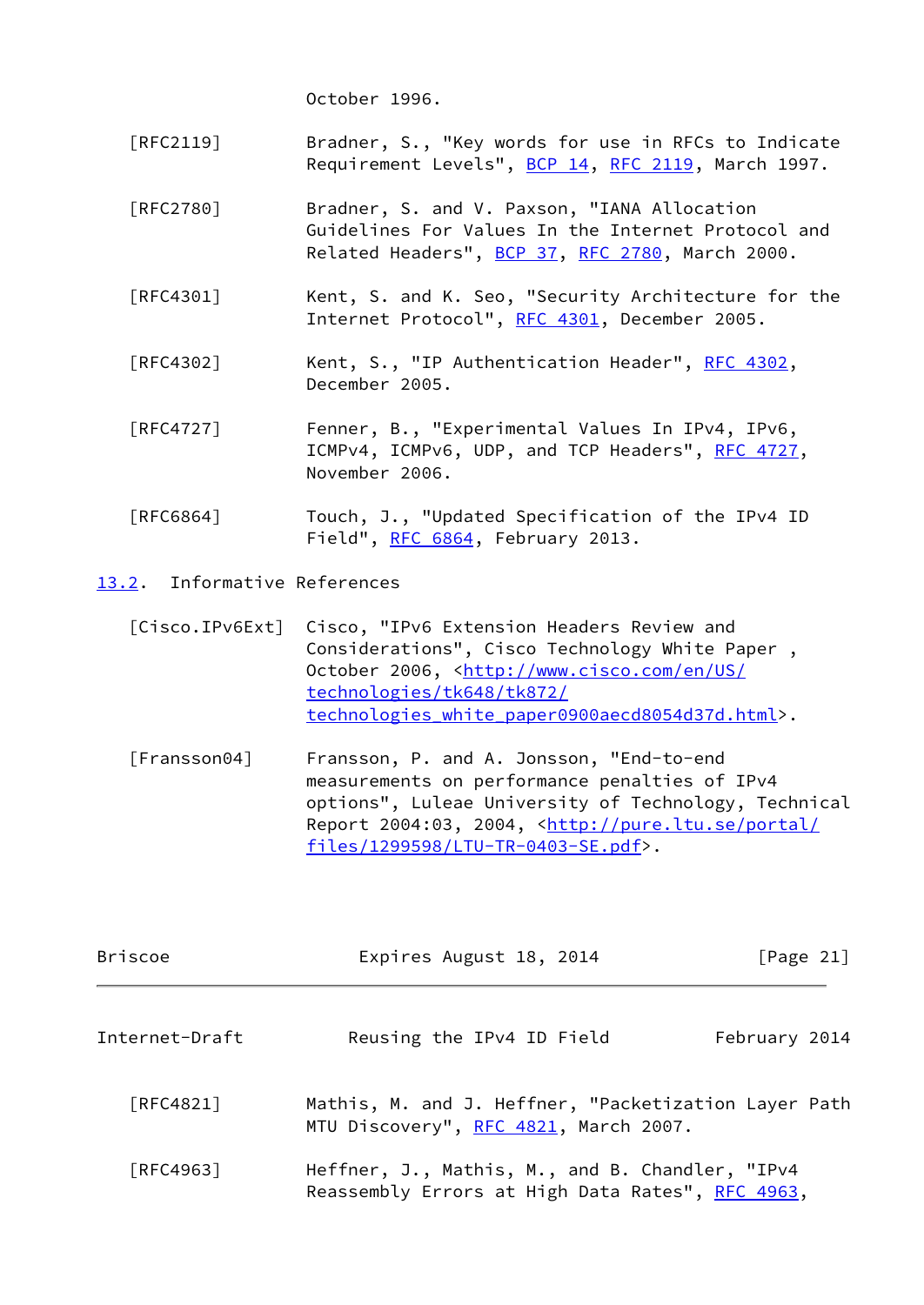October 1996.

[RFC2119] Bradner, S., "Key words for use in RFCs to Indicate Requirement Levels", BCP 14, RFC 2119, March 1997.

[RFC2780] Bradner, S. and V. Paxson, "IANA Allocation Guidelines For Values In the Internet Protocol and Related Headers", BCP 37, RFC 2780, March 2000.

[RFC4301] Kent, S. and K. Seo, "Security Architecture for the Internet Protocol", RFC 4301, December 2005.

[RFC4302] Kent, S., "IP Authentication Header", RFC 4302, December 2005.

[RFC4727] Fenner, B., "Experimental Values In IPv4, IPv6, ICMPv4, ICMPv6, UDP, and TCP Headers", RFC 4727, November 2006.

[RFC6864] Touch, J., "Updated Specification of the IPv4 ID Field", RFC 6864, February 2013.

### 13.2. Informative References

[Cisco.IPv6Ext] Cisco, "IPv6 Extension Headers Review and Considerations", Cisco Technology White Paper , October 2006, <http://www.cisco.com/en/US/technologies/tk648/tk872/technologies_white_paper0900aecd8054d37d.html>.

[Fransson04] Fransson, P. and A. Jonsson, "End-to-end measurements on performance penalties of IPv4 options", Luleae University of Technology, Technical Report 2004:03, 2004, <http://pure.ltu.se/portal/files/1299598/LTU-TR-0403-SE.pdf>.

[RFC4821] Mathis, M. and J. Heffner, "Packetization Layer Path MTU Discovery", RFC 4821, March 2007.

[RFC4963] Heffner, J., Mathis, M., and B. Chandler, "IPv4 Reassembly Errors at High Data Rates", RFC 4963,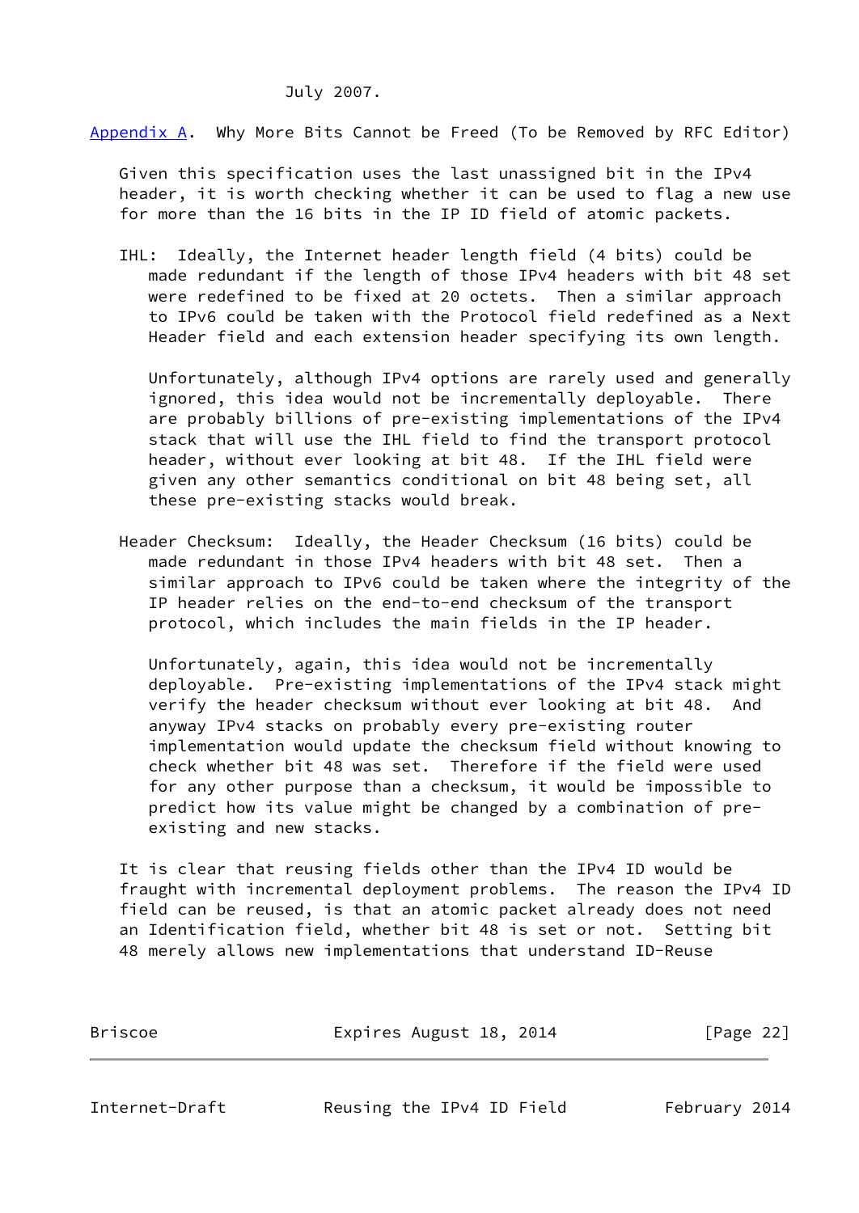July 2007.

## Appendix A. Why More Bits Cannot be Freed (To be Removed by RFC Editor)

Given this specification uses the last unassigned bit in the IPv4 header, it is worth checking whether it can be used to flag a new use for more than the 16 bits in the IP ID field of atomic packets.

IHL: Ideally, the Internet header length field (4 bits) could be made redundant if the length of those IPv4 headers with bit 48 set were redefined to be fixed at 20 octets. Then a similar approach to IPv6 could be taken with the Protocol field redefined as a Next Header field and each extension header specifying its own length.

Unfortunately, although IPv4 options are rarely used and generally ignored, this idea would not be incrementally deployable. There are probably billions of pre-existing implementations of the IPv4 stack that will use the IHL field to find the transport protocol header, without ever looking at bit 48. If the IHL field were given any other semantics conditional on bit 48 being set, all these pre-existing stacks would break.

Header Checksum: Ideally, the Header Checksum (16 bits) could be made redundant in those IPv4 headers with bit 48 set. Then a similar approach to IPv6 could be taken where the integrity of the IP header relies on the end-to-end checksum of the transport protocol, which includes the main fields in the IP header.

Unfortunately, again, this idea would not be incrementally deployable. Pre-existing implementations of the IPv4 stack might verify the header checksum without ever looking at bit 48. And anyway IPv4 stacks on probably every pre-existing router implementation would update the checksum field without knowing to check whether bit 48 was set. Therefore if the field were used for any other purpose than a checksum, it would be impossible to predict how its value might be changed by a combination of pre-existing and new stacks.

It is clear that reusing fields other than the IPv4 ID would be fraught with incremental deployment problems. The reason the IPv4 ID field can be reused, is that an atomic packet already does not need an Identification field, whether bit 48 is set or not. Setting bit 48 merely allows new implementations that understand ID-Reuse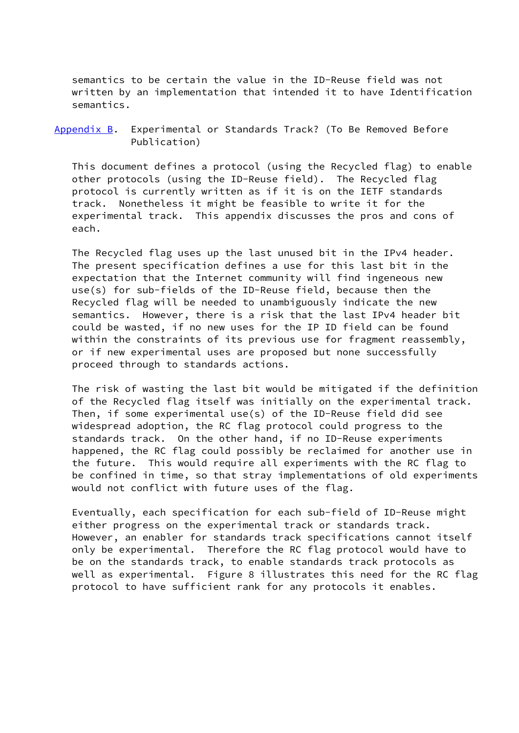semantics to be certain the value in the ID-Reuse field was not written by an implementation that intended it to have Identification semantics.

## Appendix B. Experimental or Standards Track? (To Be Removed Before Publication)

This document defines a protocol (using the Recycled flag) to enable other protocols (using the ID-Reuse field). The Recycled flag protocol is currently written as if it is on the IETF standards track. Nonetheless it might be feasible to write it for the experimental track. This appendix discusses the pros and cons of each.

The Recycled flag uses up the last unused bit in the IPv4 header. The present specification defines a use for this last bit in the expectation that the Internet community will find ingeneous new use(s) for sub-fields of the ID-Reuse field, because then the Recycled flag will be needed to unambiguously indicate the new semantics. However, there is a risk that the last IPv4 header bit could be wasted, if no new uses for the IP ID field can be found within the constraints of its previous use for fragment reassembly, or if new experimental uses are proposed but none successfully proceed through to standards actions.

The risk of wasting the last bit would be mitigated if the definition of the Recycled flag itself was initially on the experimental track. Then, if some experimental use(s) of the ID-Reuse field did see widespread adoption, the RC flag protocol could progress to the standards track. On the other hand, if no ID-Reuse experiments happened, the RC flag could possibly be reclaimed for another use in the future. This would require all experiments with the RC flag to be confined in time, so that stray implementations of old experiments would not conflict with future uses of the flag.

Eventually, each specification for each sub-field of ID-Reuse might either progress on the experimental track or standards track. However, an enabler for standards track specifications cannot itself only be experimental. Therefore the RC flag protocol would have to be on the standards track, to enable standards track protocols as well as experimental. Figure 8 illustrates this need for the RC flag protocol to have sufficient rank for any protocols it enables.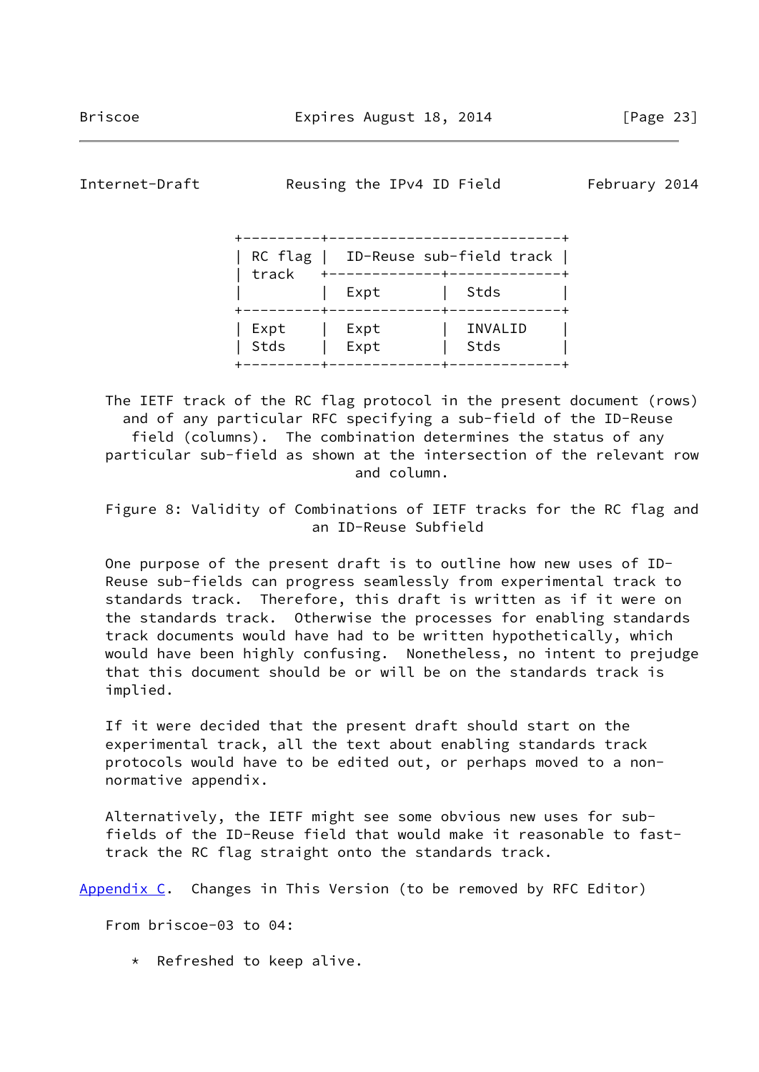| RC flag track | ID-Reuse sub-field track | |
|---|---|---|
| | Expt | Stds |
| Expt | Expt | INVALID |
| Stds | Expt | Stds |

The IETF track of the RC flag protocol in the present document (rows) and of any particular RFC specifying a sub-field of the ID-Reuse field (columns). The combination determines the status of any particular sub-field as shown at the intersection of the relevant row and column.

Figure 8: Validity of Combinations of IETF tracks for the RC flag and an ID-Reuse Subfield

One purpose of the present draft is to outline how new uses of ID-Reuse sub-fields can progress seamlessly from experimental track to standards track. Therefore, this draft is written as if it were on the standards track. Otherwise the processes for enabling standards track documents would have had to be written hypothetically, which would have been highly confusing. Nonetheless, no intent to prejudge that this document should be or will be on the standards track is implied.

If it were decided that the present draft should start on the experimental track, all the text about enabling standards track protocols would have to be edited out, or perhaps moved to a non-normative appendix.

Alternatively, the IETF might see some obvious new uses for sub-fields of the ID-Reuse field that would make it reasonable to fast-track the RC flag straight onto the standards track.

## Appendix C. Changes in This Version (to be removed by RFC Editor)

From briscoe-03 to 04:

- Refreshed to keep alive.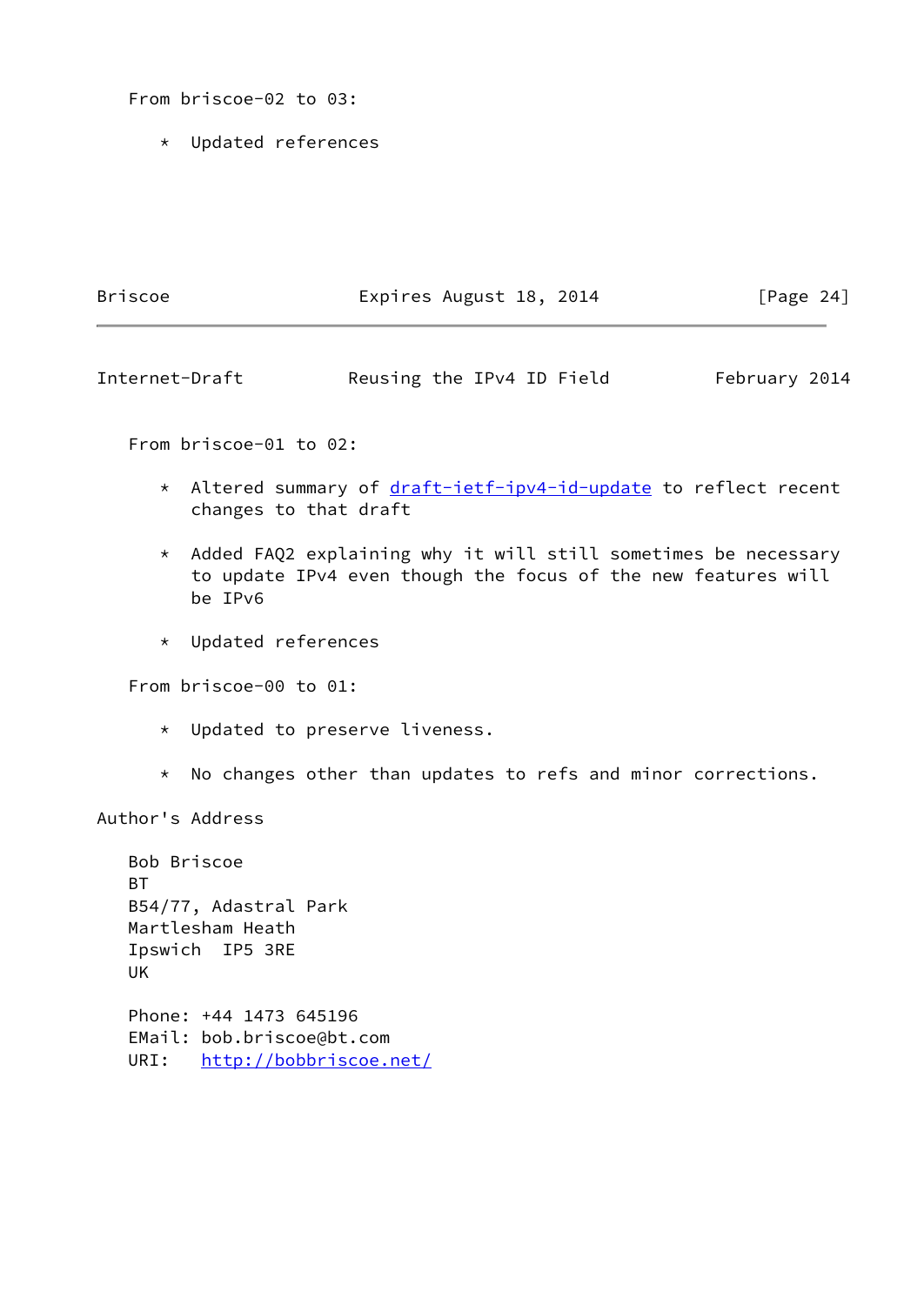From briscoe-02 to 03:

* Updated references

From briscoe-01 to 02:

* Altered summary of draft-ietf-ipv4-id-update to reflect recent changes to that draft

* Added FAQ2 explaining why it will still sometimes be necessary to update IPv4 even though the focus of the new features will be IPv6

* Updated references

From briscoe-00 to 01:

* Updated to preserve liveness.

* No changes other than updates to refs and minor corrections.

## Author's Address

Bob Briscoe
BT
B54/77, Adastral Park
Martlesham Heath
Ipswich  IP5 3RE
UK

Phone: +44 1473 645196
EMail: bob.briscoe@bt.com
URI:   http://bobbriscoe.net/